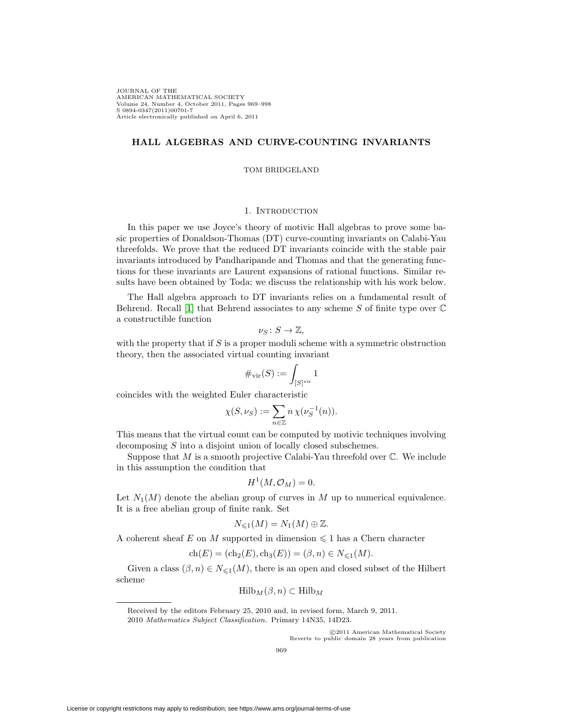# HALL ALGEBRAS AND CURVE-COUNTING INVARIANTS

TOM BRIDGELAND

## 1. Introduction

In this paper we use Joyce's theory of motivic Hall algebras to prove some basic properties of Donaldson-Thomas (DT) curve-counting invariants on Calabi-Yau threefolds. We prove that the reduced DT invariants coincide with the stable pair invariants introduced by Pandharipande and Thomas and that the generating functions for these invariants are Laurent expansions of rational functions. Similar results have been obtained by Toda; we discuss the relationship with his work below.

The Hall algebra approach to DT invariants relies on a fundamental result of Behrend. Recall [1] that Behrend associates to any scheme $S$ of finite type over $\mathbb{C}$ a constructible function

$$\nu_S \colon S \to \mathbb{Z},$$

with the property that if $S$ is a proper moduli scheme with a symmetric obstruction theory, then the associated virtual counting invariant

$$\#_{\mathrm{vir}}(S) := \int_{[S]^{\mathrm{vir}}} 1$$

coincides with the weighted Euler characteristic

$$\chi(S, \nu_S) := \sum_{n \in \mathbb{Z}} n\, \chi(\nu_S^{-1}(n)).$$

This means that the virtual count can be computed by motivic techniques involving decomposing $S$ into a disjoint union of locally closed subschemes.

Suppose that $M$ is a smooth projective Calabi-Yau threefold over $\mathbb{C}$. We include in this assumption the condition that

$$H^1(M, \mathcal{O}_M) = 0.$$

Let $N_1(M)$ denote the abelian group of curves in $M$ up to numerical equivalence. It is a free abelian group of finite rank. Set

$$N_{\leqslant 1}(M) = N_1(M) \oplus \mathbb{Z}.$$

A coherent sheaf $E$ on $M$ supported in dimension $\leqslant 1$ has a Chern character

$$\mathrm{ch}(E) = (\mathrm{ch}_2(E), \mathrm{ch}_3(E)) = (\beta, n) \in N_{\leqslant 1}(M).$$

Given a class $(\beta, n) \in N_{\leqslant 1}(M)$, there is an open and closed subset of the Hilbert scheme

$$\mathrm{Hilb}_M(\beta, n) \subset \mathrm{Hilb}_M$$

Received by the editors February 25, 2010 and, in revised form, March 9, 2011.

2010 *Mathematics Subject Classification.* Primary 14N35, 14D23.

©2011 American Mathematical Society
Reverts to public domain 28 years from publication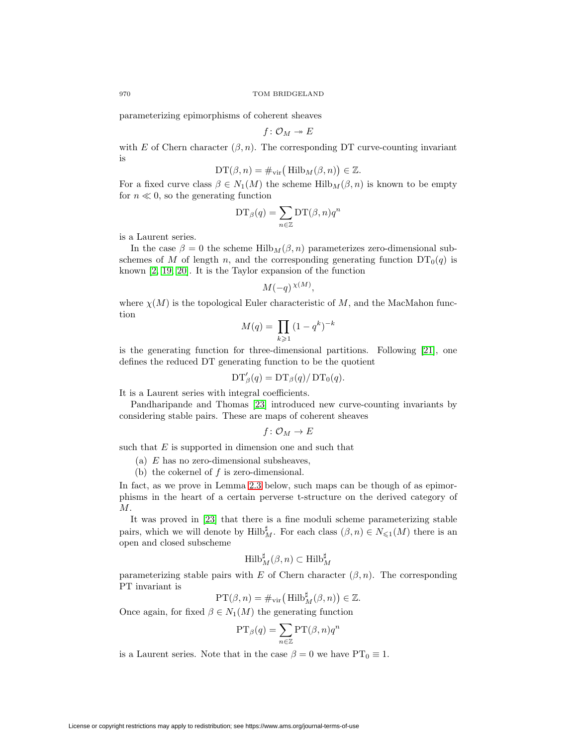parameterizing epimorphisms of coherent sheaves

$$f\colon \mathcal{O}_M \twoheadrightarrow E$$

with $E$ of Chern character $(\beta, n)$. The corresponding DT curve-counting invariant is

$$\mathrm{DT}(\beta, n) = \#_{\mathrm{vir}}\big(\operatorname{Hilb}_M(\beta, n)\big) \in \mathbb{Z}.$$

For a fixed curve class $\beta \in N_1(M)$ the scheme $\operatorname{Hilb}_M(\beta, n)$ is known to be empty for $n \ll 0$, so the generating function

$$\mathrm{DT}_\beta(q) = \sum_{n \in \mathbb{Z}} \mathrm{DT}(\beta, n) q^n$$

is a Laurent series.

In the case $\beta = 0$ the scheme $\operatorname{Hilb}_M(\beta, n)$ parameterizes zero-dimensional subschemes of $M$ of length $n$, and the corresponding generating function $\mathrm{DT}_0(q)$ is known [2, 19, 20]. It is the Taylor expansion of the function

$$M(-q)^{\,\chi(M)},$$

where $\chi(M)$ is the topological Euler characteristic of $M$, and the MacMahon function

$$M(q) = \prod_{k \geqslant 1} (1 - q^k)^{-k}$$

is the generating function for three-dimensional partitions. Following [21], one defines the reduced DT generating function to be the quotient

$$\mathrm{DT}'_\beta(q) = \mathrm{DT}_\beta(q) / \mathrm{DT}_0(q).$$

It is a Laurent series with integral coefficients.

Pandharipande and Thomas [23] introduced new curve-counting invariants by considering stable pairs. These are maps of coherent sheaves

$$f\colon \mathcal{O}_M \to E$$

such that $E$ is supported in dimension one and such that

(a) $E$ has no zero-dimensional subsheaves,
(b) the cokernel of $f$ is zero-dimensional.

In fact, as we prove in Lemma 2.3 below, such maps can be though of as epimorphisms in the heart of a certain perverse t-structure on the derived category of $M$.

It was proved in [23] that there is a fine moduli scheme parameterizing stable pairs, which we will denote by $\operatorname{Hilb}^\sharp_M$. For each class $(\beta, n) \in N_{\leqslant 1}(M)$ there is an open and closed subscheme

$$\operatorname{Hilb}^\sharp_M(\beta, n) \subset \operatorname{Hilb}^\sharp_M$$

parameterizing stable pairs with $E$ of Chern character $(\beta, n)$. The corresponding PT invariant is

$$\mathrm{PT}(\beta, n) = \#_{\mathrm{vir}}\big(\operatorname{Hilb}^\sharp_M(\beta, n)\big) \in \mathbb{Z}.$$

Once again, for fixed $\beta \in N_1(M)$ the generating function

$$\mathrm{PT}_\beta(q) = \sum_{n \in \mathbb{Z}} \mathrm{PT}(\beta, n) q^n$$

is a Laurent series. Note that in the case $\beta = 0$ we have $\mathrm{PT}_0 \equiv 1$.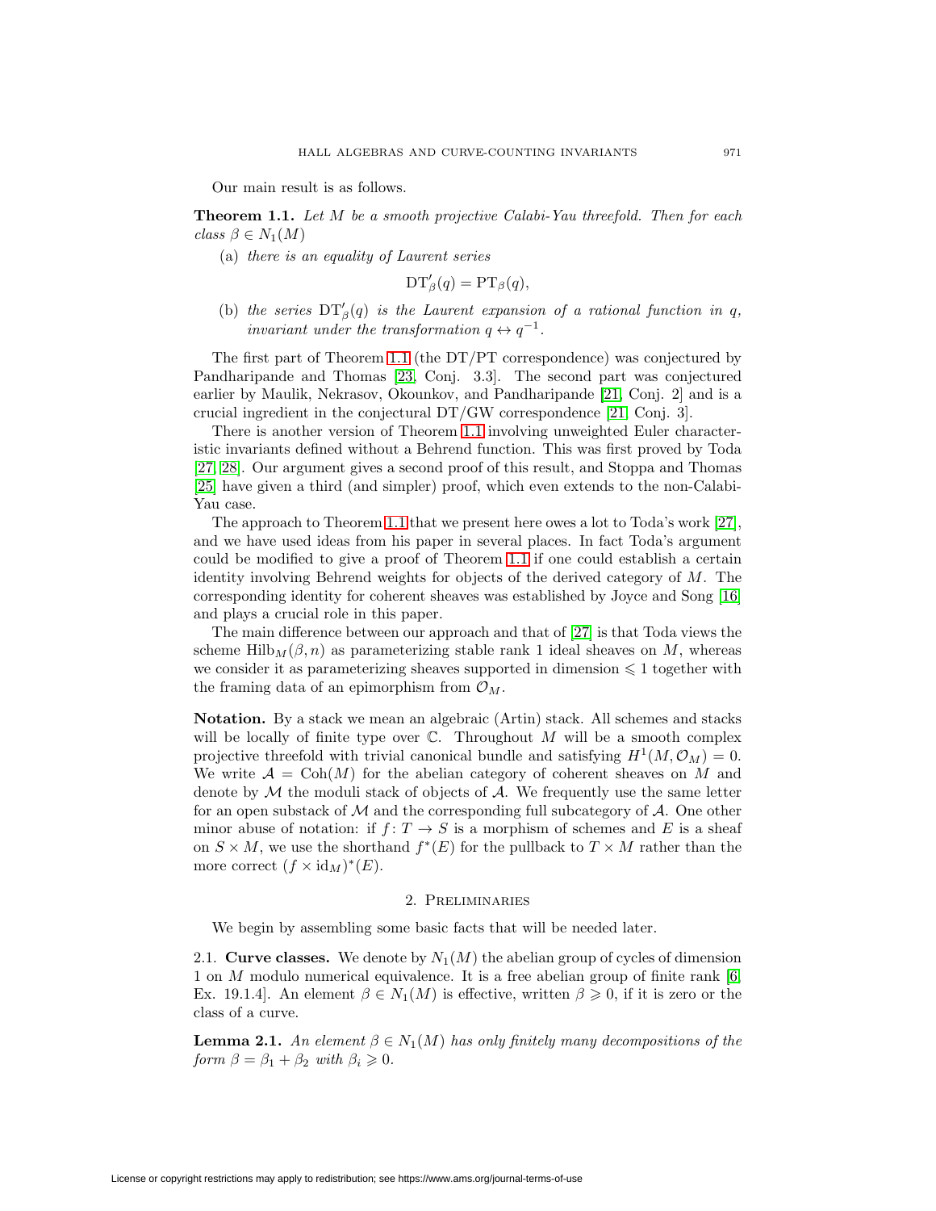Our main result is as follows.

**Theorem 1.1.** *Let $M$ be a smooth projective Calabi-Yau threefold. Then for each class $\beta \in N_1(M)$*

(a) *there is an equality of Laurent series*

$$\mathrm{DT}'_\beta(q) = \mathrm{PT}_\beta(q),$$

(b) *the series $\mathrm{DT}'_\beta(q)$ is the Laurent expansion of a rational function in $q$, invariant under the transformation $q \leftrightarrow q^{-1}$.*

The first part of Theorem 1.1 (the DT/PT correspondence) was conjectured by Pandharipande and Thomas [23, Conj. 3.3]. The second part was conjectured earlier by Maulik, Nekrasov, Okounkov, and Pandharipande [21, Conj. 2] and is a crucial ingredient in the conjectural DT/GW correspondence [21, Conj. 3].

There is another version of Theorem 1.1 involving unweighted Euler characteristic invariants defined without a Behrend function. This was first proved by Toda [27, 28]. Our argument gives a second proof of this result, and Stoppa and Thomas [25] have given a third (and simpler) proof, which even extends to the non-Calabi-Yau case.

The approach to Theorem 1.1 that we present here owes a lot to Toda's work [27], and we have used ideas from his paper in several places. In fact Toda's argument could be modified to give a proof of Theorem 1.1 if one could establish a certain identity involving Behrend weights for objects of the derived category of $M$. The corresponding identity for coherent sheaves was established by Joyce and Song [16] and plays a crucial role in this paper.

The main difference between our approach and that of [27] is that Toda views the scheme $\mathrm{Hilb}_M(\beta, n)$ as parameterizing stable rank 1 ideal sheaves on $M$, whereas we consider it as parameterizing sheaves supported in dimension $\leqslant 1$ together with the framing data of an epimorphism from $\mathcal{O}_M$.

**Notation.** By a stack we mean an algebraic (Artin) stack. All schemes and stacks will be locally of finite type over $\mathbb{C}$. Throughout $M$ will be a smooth complex projective threefold with trivial canonical bundle and satisfying $H^1(M, \mathcal{O}_M) = 0$. We write $\mathcal{A} = \mathrm{Coh}(M)$ for the abelian category of coherent sheaves on $M$ and denote by $\mathcal{M}$ the moduli stack of objects of $\mathcal{A}$. We frequently use the same letter for an open substack of $\mathcal{M}$ and the corresponding full subcategory of $\mathcal{A}$. One other minor abuse of notation: if $f\colon T \to S$ is a morphism of schemes and $E$ is a sheaf on $S \times M$, we use the shorthand $f^*(E)$ for the pullback to $T \times M$ rather than the more correct $(f \times \mathrm{id}_M)^*(E)$.

## 2. Preliminaries

We begin by assembling some basic facts that will be needed later.

2.1. **Curve classes.** We denote by $N_1(M)$ the abelian group of cycles of dimension 1 on $M$ modulo numerical equivalence. It is a free abelian group of finite rank [6, Ex. 19.1.4]. An element $\beta \in N_1(M)$ is effective, written $\beta \geqslant 0$, if it is zero or the class of a curve.

**Lemma 2.1.** *An element $\beta \in N_1(M)$ has only finitely many decompositions of the form $\beta = \beta_1 + \beta_2$ with $\beta_i \geqslant 0$.*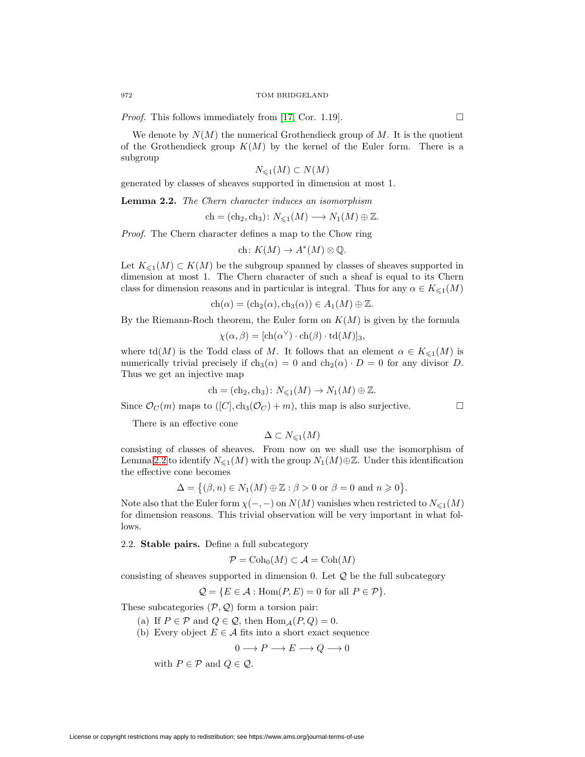*Proof.* This follows immediately from [17, Cor. 1.19]. □

We denote by $N(M)$ the numerical Grothendieck group of $M$. It is the quotient of the Grothendieck group $K(M)$ by the kernel of the Euler form. There is a subgroup

$$N_{\leqslant 1}(M) \subset N(M)$$

generated by classes of sheaves supported in dimension at most 1.

**Lemma 2.2.** *The Chern character induces an isomorphism*

$$\mathrm{ch} = (\mathrm{ch}_2, \mathrm{ch}_3) \colon N_{\leqslant 1}(M) \longrightarrow N_1(M) \oplus \mathbb{Z}.$$

*Proof.* The Chern character defines a map to the Chow ring

$$\mathrm{ch} \colon K(M) \to A^*(M) \otimes \mathbb{Q}.$$

Let $K_{\leqslant 1}(M) \subset K(M)$ be the subgroup spanned by classes of sheaves supported in dimension at most 1. The Chern character of such a sheaf is equal to its Chern class for dimension reasons and in particular is integral. Thus for any $\alpha \in K_{\leqslant 1}(M)$

$$\mathrm{ch}(\alpha) = (\mathrm{ch}_2(\alpha), \mathrm{ch}_3(\alpha)) \in A_1(M) \oplus \mathbb{Z}.$$

By the Riemann-Roch theorem, the Euler form on $K(M)$ is given by the formula

$$\chi(\alpha, \beta) = [\mathrm{ch}(\alpha^\vee) \cdot \mathrm{ch}(\beta) \cdot \mathrm{td}(M)]_3,$$

where $\mathrm{td}(M)$ is the Todd class of $M$. It follows that an element $\alpha \in K_{\leqslant 1}(M)$ is numerically trivial precisely if $\mathrm{ch}_3(\alpha) = 0$ and $\mathrm{ch}_2(\alpha) \cdot D = 0$ for any divisor $D$. Thus we get an injective map

$$\mathrm{ch} = (\mathrm{ch}_2, \mathrm{ch}_3) \colon N_{\leqslant 1}(M) \to N_1(M) \oplus \mathbb{Z}.$$

Since $\mathcal{O}_C(m)$ maps to $([C], \mathrm{ch}_3(\mathcal{O}_C) + m)$, this map is also surjective. □

There is an effective cone

$$\Delta \subset N_{\leqslant 1}(M)$$

consisting of classes of sheaves. From now on we shall use the isomorphism of Lemma 2.2 to identify $N_{\leqslant 1}(M)$ with the group $N_1(M) \oplus \mathbb{Z}$. Under this identification the effective cone becomes

$$\Delta = \big\{(\beta, n) \in N_1(M) \oplus \mathbb{Z} : \beta > 0 \text{ or } \beta = 0 \text{ and } n \geqslant 0\big\}.$$

Note also that the Euler form $\chi(-,-)$ on $N(M)$ vanishes when restricted to $N_{\leqslant 1}(M)$ for dimension reasons. This trivial observation will be very important in what follows.

2.2. **Stable pairs.** Define a full subcategory

$$\mathcal{P} = \mathrm{Coh}_0(M) \subset \mathcal{A} = \mathrm{Coh}(M)$$

consisting of sheaves supported in dimension 0. Let $\mathcal{Q}$ be the full subcategory

$$\mathcal{Q} = \{E \in \mathcal{A} : \mathrm{Hom}(P, E) = 0 \text{ for all } P \in \mathcal{P}\}.$$

These subcategories $(\mathcal{P}, \mathcal{Q})$ form a torsion pair:

(a) If $P \in \mathcal{P}$ and $Q \in \mathcal{Q}$, then $\mathrm{Hom}_{\mathcal{A}}(P, Q) = 0$.
(b) Every object $E \in \mathcal{A}$ fits into a short exact sequence

$$0 \longrightarrow P \longrightarrow E \longrightarrow Q \longrightarrow 0$$

with $P \in \mathcal{P}$ and $Q \in \mathcal{Q}$.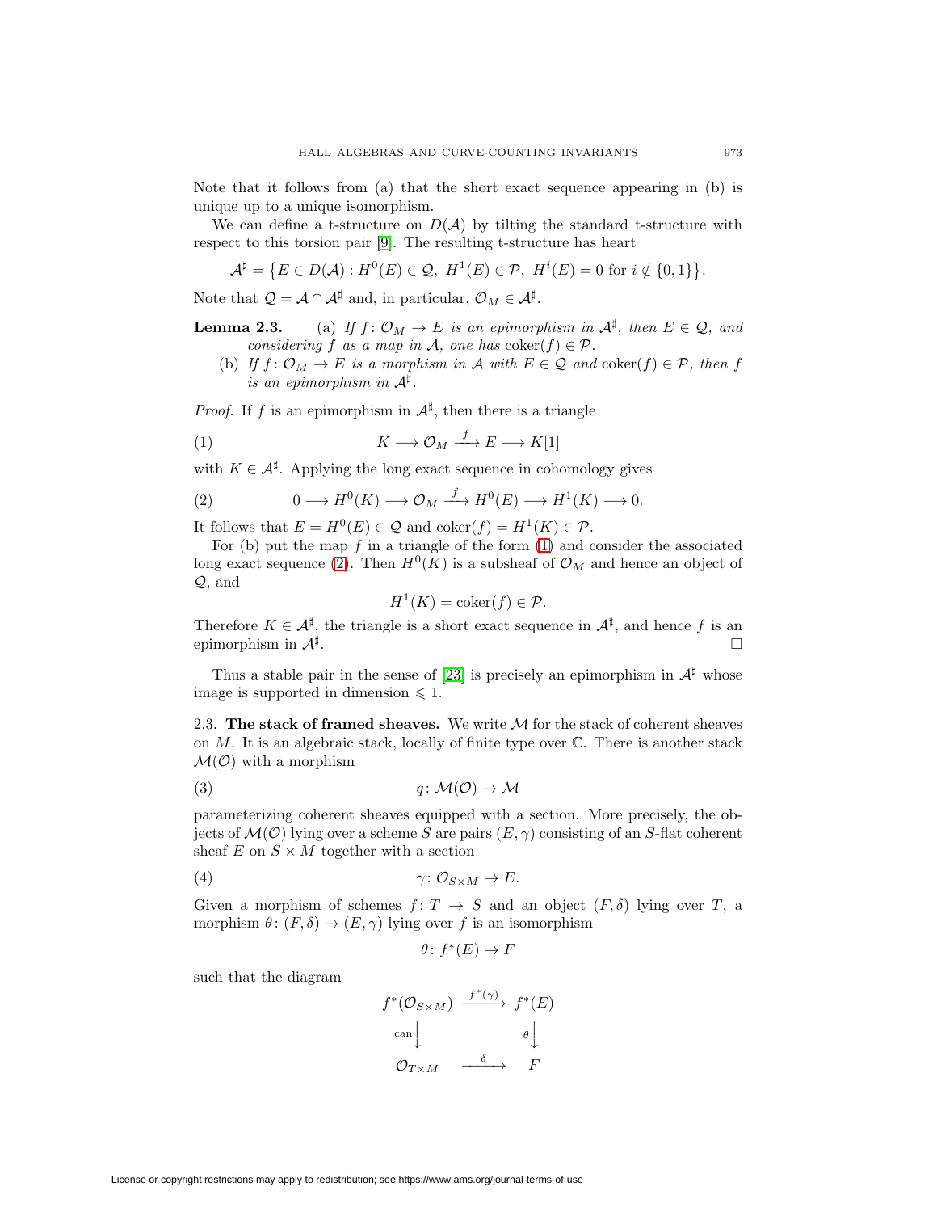Note that it follows from (a) that the short exact sequence appearing in (b) is unique up to a unique isomorphism.

We can define a t-structure on $D(\mathcal{A})$ by tilting the standard t-structure with respect to this torsion pair [9]. The resulting t-structure has heart

$$\mathcal{A}^\sharp = \big\{E \in D(\mathcal{A}) : H^0(E) \in \mathcal{Q},\ H^1(E) \in \mathcal{P},\ H^i(E) = 0 \text{ for } i \notin \{0,1\}\big\}.$$

Note that $\mathcal{Q} = \mathcal{A} \cap \mathcal{A}^\sharp$ and, in particular, $\mathcal{O}_M \in \mathcal{A}^\sharp$.

**Lemma 2.3.** (a) *If $f\colon \mathcal{O}_M \to E$ is an epimorphism in $\mathcal{A}^\sharp$, then $E \in \mathcal{Q}$, and considering $f$ as a map in $\mathcal{A}$, one has $\operatorname{coker}(f) \in \mathcal{P}$.*

(b) *If $f\colon \mathcal{O}_M \to E$ is a morphism in $\mathcal{A}$ with $E \in \mathcal{Q}$ and $\operatorname{coker}(f) \in \mathcal{P}$, then $f$ is an epimorphism in $\mathcal{A}^\sharp$.*

*Proof.* If $f$ is an epimorphism in $\mathcal{A}^\sharp$, then there is a triangle

$$K \longrightarrow \mathcal{O}_M \xrightarrow{\ f\ } E \longrightarrow K[1] \tag{1}$$

with $K \in \mathcal{A}^\sharp$. Applying the long exact sequence in cohomology gives

$$0 \longrightarrow H^0(K) \longrightarrow \mathcal{O}_M \xrightarrow{\ f\ } H^0(E) \longrightarrow H^1(K) \longrightarrow 0. \tag{2}$$

It follows that $E = H^0(E) \in \mathcal{Q}$ and $\operatorname{coker}(f) = H^1(K) \in \mathcal{P}$.

For (b) put the map $f$ in a triangle of the form (1) and consider the associated long exact sequence (2). Then $H^0(K)$ is a subsheaf of $\mathcal{O}_M$ and hence an object of $\mathcal{Q}$, and

$$H^1(K) = \operatorname{coker}(f) \in \mathcal{P}.$$

Therefore $K \in \mathcal{A}^\sharp$, the triangle is a short exact sequence in $\mathcal{A}^\sharp$, and hence $f$ is an epimorphism in $\mathcal{A}^\sharp$. $\square$

Thus a stable pair in the sense of [23] is precisely an epimorphism in $\mathcal{A}^\sharp$ whose image is supported in dimension $\leqslant 1$.

## 2.3. The stack of framed sheaves.

We write $\mathcal{M}$ for the stack of coherent sheaves on $M$. It is an algebraic stack, locally of finite type over $\mathbb{C}$. There is another stack $\mathcal{M}(\mathcal{O})$ with a morphism

$$q\colon \mathcal{M}(\mathcal{O}) \to \mathcal{M} \tag{3}$$

parameterizing coherent sheaves equipped with a section. More precisely, the objects of $\mathcal{M}(\mathcal{O})$ lying over a scheme $S$ are pairs $(E, \gamma)$ consisting of an $S$-flat coherent sheaf $E$ on $S \times M$ together with a section

$$\gamma\colon \mathcal{O}_{S\times M} \to E. \tag{4}$$

Given a morphism of schemes $f\colon T \to S$ and an object $(F, \delta)$ lying over $T$, a morphism $\theta\colon (F,\delta) \to (E,\gamma)$ lying over $f$ is an isomorphism

$$\theta\colon f^*(E) \to F$$

such that the diagram

$$\begin{array}{ccc}
f^*(\mathcal{O}_{S\times M}) & \xrightarrow{\ f^*(\gamma)\ } & f^*(E) \\
{\scriptstyle \mathrm{can}}\big\downarrow & & \big\downarrow{\scriptstyle \theta} \\
\mathcal{O}_{T\times M} & \xrightarrow{\ \ \delta\ \ } & F
\end{array}$$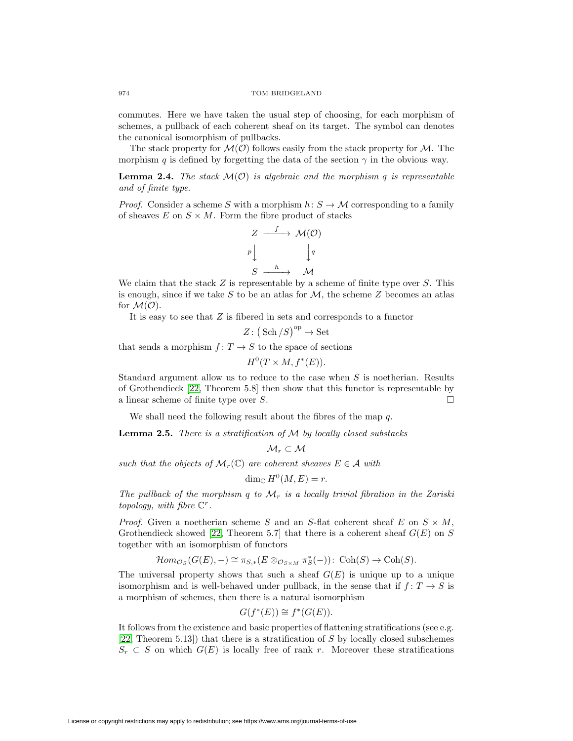commutes. Here we have taken the usual step of choosing, for each morphism of schemes, a pullback of each coherent sheaf on its target. The symbol can denotes the canonical isomorphism of pullbacks.

The stack property for $\mathcal{M}(\mathcal{O})$ follows easily from the stack property for $\mathcal{M}$. The morphism $q$ is defined by forgetting the data of the section $\gamma$ in the obvious way.

**Lemma 2.4.** *The stack $\mathcal{M}(\mathcal{O})$ is algebraic and the morphism $q$ is representable and of finite type.*

*Proof.* Consider a scheme $S$ with a morphism $h\colon S \to \mathcal{M}$ corresponding to a family of sheaves $E$ on $S \times M$. Form the fibre product of stacks

$$\begin{array}{ccc} Z & \xrightarrow{\ f\ } & \mathcal{M}(\mathcal{O}) \\ {\scriptstyle p}\big\downarrow & & \big\downarrow{\scriptstyle q} \\ S & \xrightarrow{\ h\ } & \mathcal{M} \end{array}$$

We claim that the stack $Z$ is representable by a scheme of finite type over $S$. This is enough, since if we take $S$ to be an atlas for $\mathcal{M}$, the scheme $Z$ becomes an atlas for $\mathcal{M}(\mathcal{O})$.

It is easy to see that $Z$ is fibered in sets and corresponds to a functor

$$Z\colon \left(\operatorname{Sch}/S\right)^{\mathrm{op}} \to \operatorname{Set}$$

that sends a morphism $f\colon T \to S$ to the space of sections

$$H^0(T \times M, f^*(E)).$$

Standard argument allow us to reduce to the case when $S$ is noetherian. Results of Grothendieck [22, Theorem 5.8] then show that this functor is representable by a linear scheme of finite type over $S$. $\square$

We shall need the following result about the fibres of the map $q$.

**Lemma 2.5.** *There is a stratification of $\mathcal{M}$ by locally closed substacks*

$$\mathcal{M}_r \subset \mathcal{M}$$

*such that the objects of $\mathcal{M}_r(\mathbb{C})$ are coherent sheaves $E \in \mathcal{A}$ with*

$$\dim_{\mathbb{C}} H^0(M, E) = r.$$

*The pullback of the morphism $q$ to $\mathcal{M}_r$ is a locally trivial fibration in the Zariski topology, with fibre $\mathbb{C}^r$.*

*Proof.* Given a noetherian scheme $S$ and an $S$-flat coherent sheaf $E$ on $S \times M$, Grothendieck showed [22, Theorem 5.7] that there is a coherent sheaf $G(E)$ on $S$ together with an isomorphism of functors

$$\mathcal{H}om_{\mathcal{O}_S}(G(E), -) \cong \pi_{S,*}(E \otimes_{\mathcal{O}_{S\times M}} \pi_S^*(-))\colon \operatorname{Coh}(S) \to \operatorname{Coh}(S).$$

The universal property shows that such a sheaf $G(E)$ is unique up to a unique isomorphism and is well-behaved under pullback, in the sense that if $f\colon T \to S$ is a morphism of schemes, then there is a natural isomorphism

$$G(f^*(E)) \cong f^*(G(E)).$$

It follows from the existence and basic properties of flattening stratifications (see e.g. [22, Theorem 5.13]) that there is a stratification of $S$ by locally closed subschemes $S_r \subset S$ on which $G(E)$ is locally free of rank $r$. Moreover these stratifications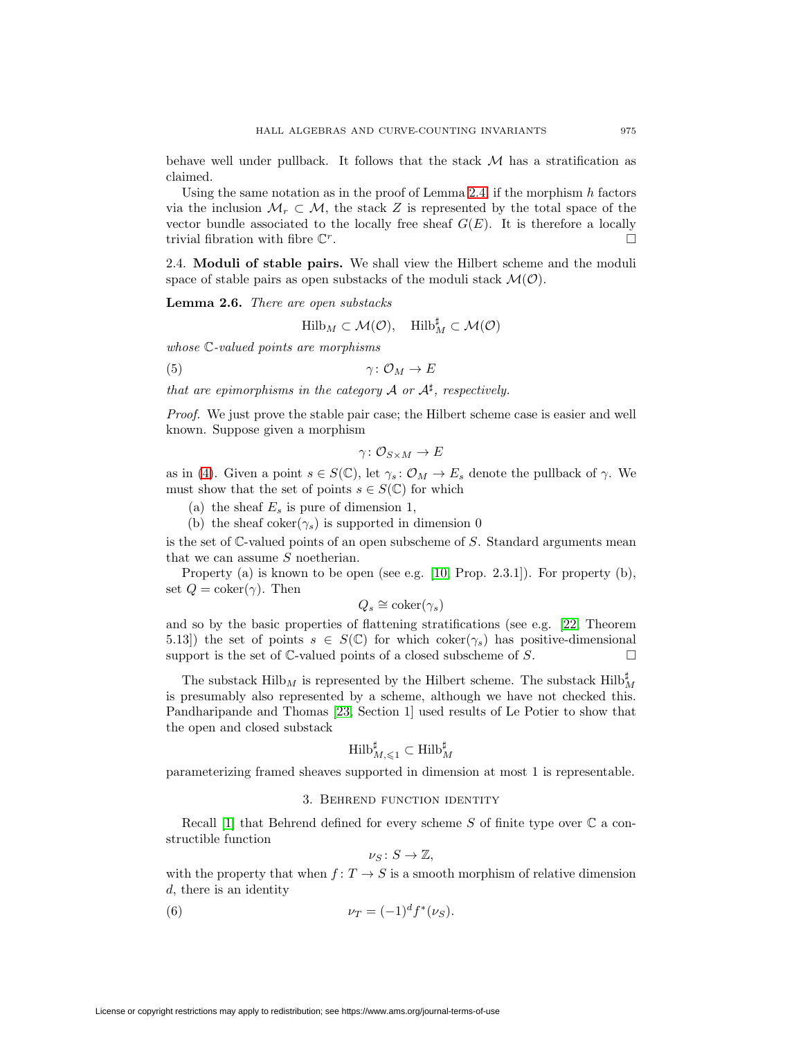behave well under pullback. It follows that the stack $\mathcal{M}$ has a stratification as claimed.

Using the same notation as in the proof of Lemma 2.4, if the morphism $h$ factors via the inclusion $\mathcal{M}_r \subset \mathcal{M}$, the stack $Z$ is represented by the total space of the vector bundle associated to the locally free sheaf $G(E)$. It is therefore a locally trivial fibration with fibre $\mathbb{C}^r$. □

2.4. **Moduli of stable pairs.** We shall view the Hilbert scheme and the moduli space of stable pairs as open substacks of the moduli stack $\mathcal{M}(\mathcal{O})$.

**Lemma 2.6.** *There are open substacks*

$$\operatorname{Hilb}_M \subset \mathcal{M}(\mathcal{O}), \quad \operatorname{Hilb}^\sharp_M \subset \mathcal{M}(\mathcal{O})$$

*whose $\mathbb{C}$-valued points are morphisms*

$$\gamma\colon \mathcal{O}_M \to E \tag{5}$$

*that are epimorphisms in the category $\mathcal{A}$ or $\mathcal{A}^\sharp$, respectively.*

*Proof.* We just prove the stable pair case; the Hilbert scheme case is easier and well known. Suppose given a morphism

$$\gamma\colon \mathcal{O}_{S\times M} \to E$$

as in (4). Given a point $s \in S(\mathbb{C})$, let $\gamma_s\colon \mathcal{O}_M \to E_s$ denote the pullback of $\gamma$. We must show that the set of points $s \in S(\mathbb{C})$ for which

(a) the sheaf $E_s$ is pure of dimension 1,
(b) the sheaf $\operatorname{coker}(\gamma_s)$ is supported in dimension 0

is the set of $\mathbb{C}$-valued points of an open subscheme of $S$. Standard arguments mean that we can assume $S$ noetherian.

Property (a) is known to be open (see e.g. [10, Prop. 2.3.1]). For property (b), set $Q = \operatorname{coker}(\gamma)$. Then

$$Q_s \cong \operatorname{coker}(\gamma_s)$$

and so by the basic properties of flattening stratifications (see e.g. [22, Theorem 5.13]) the set of points $s \in S(\mathbb{C})$ for which $\operatorname{coker}(\gamma_s)$ has positive-dimensional support is the set of $\mathbb{C}$-valued points of a closed subscheme of $S$. □

The substack $\operatorname{Hilb}_M$ is represented by the Hilbert scheme. The substack $\operatorname{Hilb}^\sharp_M$ is presumably also represented by a scheme, although we have not checked this. Pandharipande and Thomas [23, Section 1] used results of Le Potier to show that the open and closed substack

$$\operatorname{Hilb}^\sharp_{M,\leqslant 1} \subset \operatorname{Hilb}^\sharp_M$$

parameterizing framed sheaves supported in dimension at most 1 is representable.

## 3. Behrend function identity

Recall [1] that Behrend defined for every scheme $S$ of finite type over $\mathbb{C}$ a constructible function

$$\nu_S\colon S \to \mathbb{Z},$$

with the property that when $f\colon T \to S$ is a smooth morphism of relative dimension $d$, there is an identity

$$\nu_T = (-1)^d f^*(\nu_S). \tag{6}$$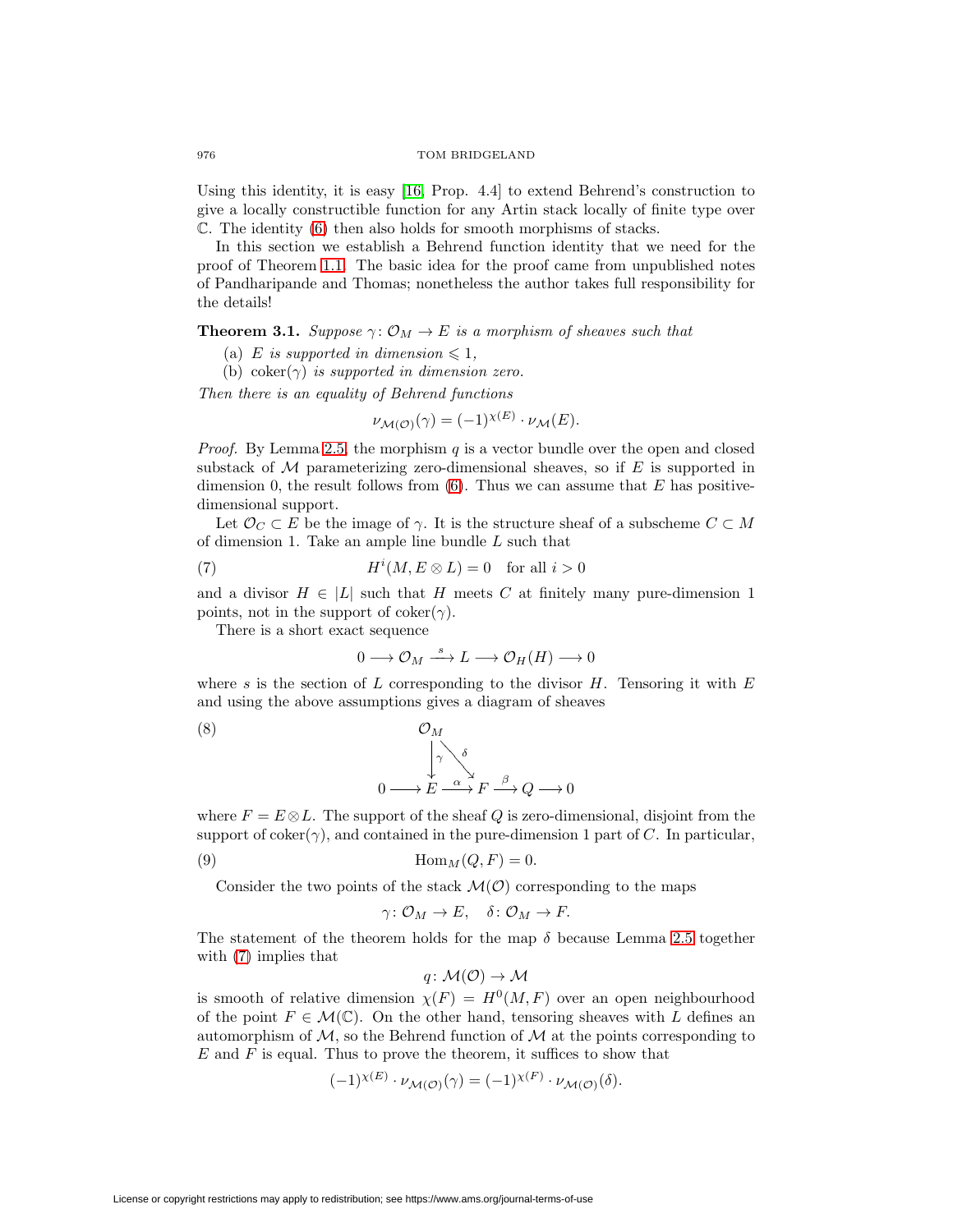Using this identity, it is easy [16, Prop. 4.4] to extend Behrend's construction to give a locally constructible function for any Artin stack locally of finite type over $\mathbb{C}$. The identity (6) then also holds for smooth morphisms of stacks.

In this section we establish a Behrend function identity that we need for the proof of Theorem 1.1. The basic idea for the proof came from unpublished notes of Pandharipande and Thomas; nonetheless the author takes full responsibility for the details!

**Theorem 3.1.** *Suppose $\gamma\colon \mathcal{O}_M \to E$ is a morphism of sheaves such that*

(a) *$E$ is supported in dimension $\leqslant 1$,*

(b) *$\operatorname{coker}(\gamma)$ is supported in dimension zero.*

*Then there is an equality of Behrend functions*

$$\nu_{\mathcal{M}(\mathcal{O})}(\gamma) = (-1)^{\chi(E)} \cdot \nu_{\mathcal{M}}(E).$$

*Proof.* By Lemma 2.5, the morphism $q$ is a vector bundle over the open and closed substack of $\mathcal{M}$ parameterizing zero-dimensional sheaves, so if $E$ is supported in dimension 0, the result follows from (6). Thus we can assume that $E$ has positive-dimensional support.

Let $\mathcal{O}_C \subset E$ be the image of $\gamma$. It is the structure sheaf of a subscheme $C \subset M$ of dimension 1. Take an ample line bundle $L$ such that

$$H^i(M, E \otimes L) = 0 \quad \text{for all } i > 0 \tag{7}$$

and a divisor $H \in |L|$ such that $H$ meets $C$ at finitely many pure-dimension 1 points, not in the support of $\operatorname{coker}(\gamma)$.

There is a short exact sequence

$$0 \longrightarrow \mathcal{O}_M \xrightarrow{\ s\ } L \longrightarrow \mathcal{O}_H(H) \longrightarrow 0$$

where $s$ is the section of $L$ corresponding to the divisor $H$. Tensoring it with $E$ and using the above assumptions gives a diagram of sheaves

$$\begin{array}{ccccccccc} & & \mathcal{O}_M & & & & & & \\ & & \downarrow{\scriptstyle\gamma} & \searrow^{\delta} & & & & & \\ 0 & \longrightarrow & E & \xrightarrow{\ \alpha\ } & F & \xrightarrow{\ \beta\ } & Q & \longrightarrow & 0 \end{array} \tag{8}$$

where $F = E \otimes L$. The support of the sheaf $Q$ is zero-dimensional, disjoint from the support of $\operatorname{coker}(\gamma)$, and contained in the pure-dimension 1 part of $C$. In particular,

$$\operatorname{Hom}_M(Q, F) = 0. \tag{9}$$

Consider the two points of the stack $\mathcal{M}(\mathcal{O})$ corresponding to the maps

$$\gamma\colon \mathcal{O}_M \to E, \quad \delta\colon \mathcal{O}_M \to F.$$

The statement of the theorem holds for the map $\delta$ because Lemma 2.5 together with (7) implies that

$$q\colon \mathcal{M}(\mathcal{O}) \to \mathcal{M}$$

is smooth of relative dimension $\chi(F) = H^0(M, F)$ over an open neighbourhood of the point $F \in \mathcal{M}(\mathbb{C})$. On the other hand, tensoring sheaves with $L$ defines an automorphism of $\mathcal{M}$, so the Behrend function of $\mathcal{M}$ at the points corresponding to $E$ and $F$ is equal. Thus to prove the theorem, it suffices to show that

$$(-1)^{\chi(E)} \cdot \nu_{\mathcal{M}(\mathcal{O})}(\gamma) = (-1)^{\chi(F)} \cdot \nu_{\mathcal{M}(\mathcal{O})}(\delta).$$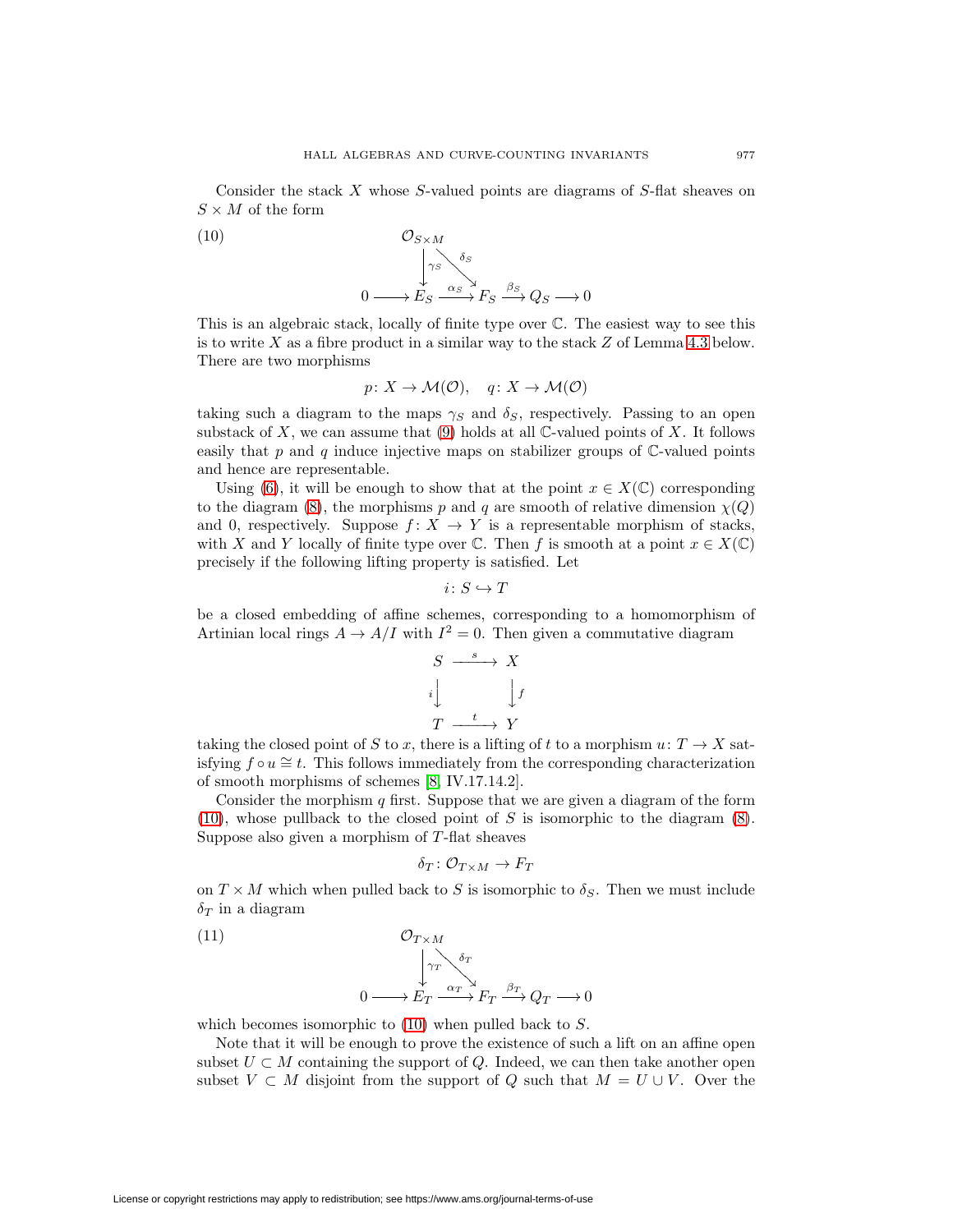Consider the stack $X$ whose $S$-valued points are diagrams of $S$-flat sheaves on $S \times M$ of the form

$$
\begin{array}{ccccccccc}
 & & \mathcal{O}_{S\times M} & & & & & & \\
 & & \downarrow{\scriptstyle\gamma_S} & \searrow{\scriptstyle\delta_S} & & & & & \\
0 & \longrightarrow & E_S & \xrightarrow{\alpha_S} & F_S & \xrightarrow{\beta_S} & Q_S & \longrightarrow & 0
\end{array}
\tag{10}
$$

This is an algebraic stack, locally of finite type over $\mathbb{C}$. The easiest way to see this is to write $X$ as a fibre product in a similar way to the stack $Z$ of Lemma 4.3 below. There are two morphisms

$$p\colon X \to \mathcal{M}(\mathcal{O}), \quad q\colon X \to \mathcal{M}(\mathcal{O})$$

taking such a diagram to the maps $\gamma_S$ and $\delta_S$, respectively. Passing to an open substack of $X$, we can assume that (9) holds at all $\mathbb{C}$-valued points of $X$. It follows easily that $p$ and $q$ induce injective maps on stabilizer groups of $\mathbb{C}$-valued points and hence are representable.

Using (6), it will be enough to show that at the point $x \in X(\mathbb{C})$ corresponding to the diagram (8), the morphisms $p$ and $q$ are smooth of relative dimension $\chi(Q)$ and 0, respectively. Suppose $f\colon X \to Y$ is a representable morphism of stacks, with $X$ and $Y$ locally of finite type over $\mathbb{C}$. Then $f$ is smooth at a point $x \in X(\mathbb{C})$ precisely if the following lifting property is satisfied. Let

$$i\colon S \hookrightarrow T$$

be a closed embedding of affine schemes, corresponding to a homomorphism of Artinian local rings $A \to A/I$ with $I^2 = 0$. Then given a commutative diagram

$$
\begin{array}{ccc}
S & \xrightarrow{s} & X \\
{\scriptstyle i}\downarrow & & \downarrow{\scriptstyle f} \\
T & \xrightarrow{t} & Y
\end{array}
$$

taking the closed point of $S$ to $x$, there is a lifting of $t$ to a morphism $u\colon T \to X$ satisfying $f \circ u \cong t$. This follows immediately from the corresponding characterization of smooth morphisms of schemes [8, IV.17.14.2].

Consider the morphism $q$ first. Suppose that we are given a diagram of the form (10), whose pullback to the closed point of $S$ is isomorphic to the diagram (8). Suppose also given a morphism of $T$-flat sheaves

$$\delta_T\colon \mathcal{O}_{T\times M} \to F_T$$

on $T \times M$ which when pulled back to $S$ is isomorphic to $\delta_S$. Then we must include $\delta_T$ in a diagram

$$
\begin{array}{ccccccccc}
 & & \mathcal{O}_{T\times M} & & & & & & \\
 & & \downarrow{\scriptstyle\gamma_T} & \searrow{\scriptstyle\delta_T} & & & & & \\
0 & \longrightarrow & E_T & \xrightarrow{\alpha_T} & F_T & \xrightarrow{\beta_T} & Q_T & \longrightarrow & 0
\end{array}
\tag{11}
$$

which becomes isomorphic to (10) when pulled back to $S$.

Note that it will be enough to prove the existence of such a lift on an affine open subset $U \subset M$ containing the support of $Q$. Indeed, we can then take another open subset $V \subset M$ disjoint from the support of $Q$ such that $M = U \cup V$. Over the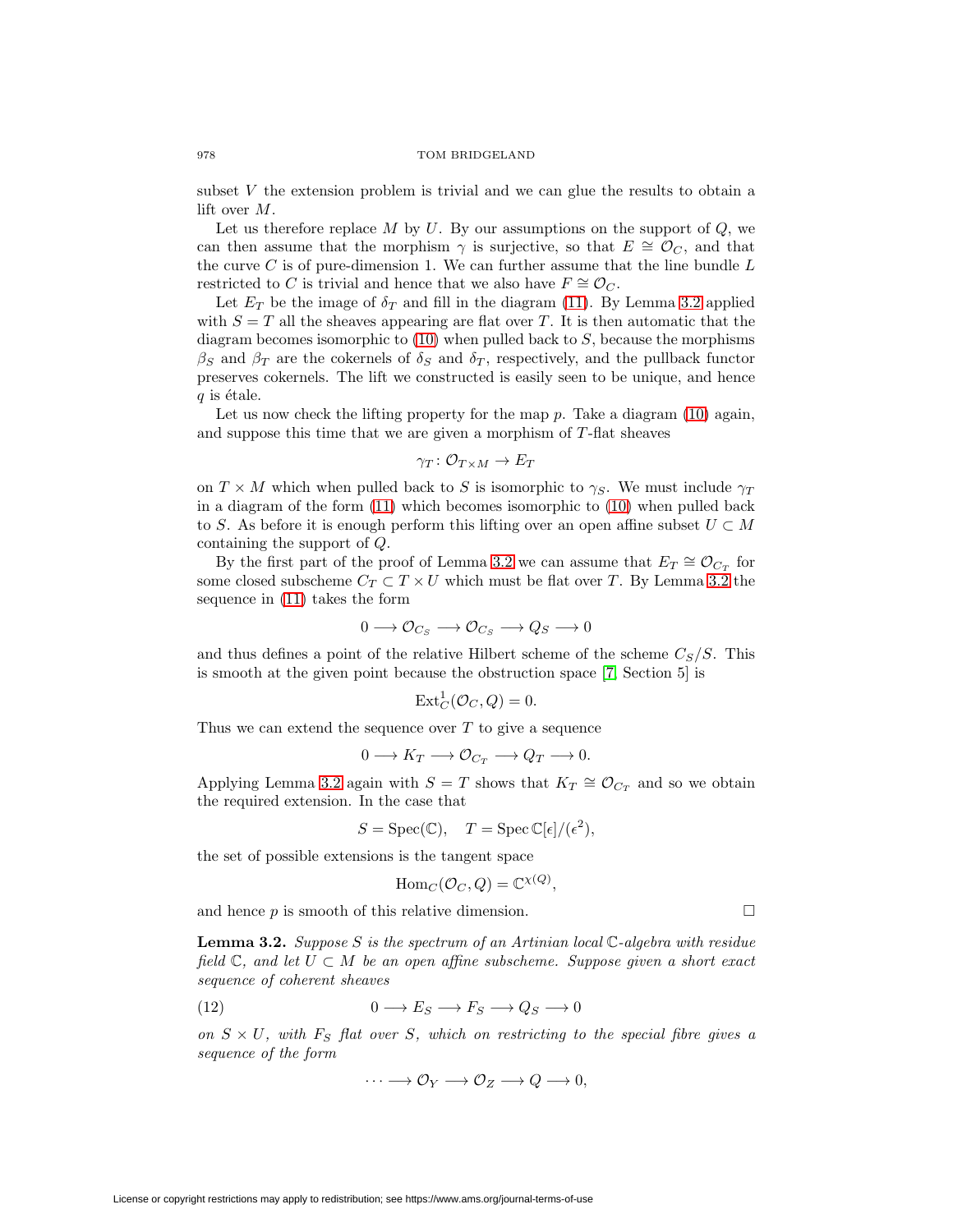subset $V$ the extension problem is trivial and we can glue the results to obtain a lift over $M$.

Let us therefore replace $M$ by $U$. By our assumptions on the support of $Q$, we can then assume that the morphism $\gamma$ is surjective, so that $E \cong \mathcal{O}_C$, and that the curve $C$ is of pure-dimension 1. We can further assume that the line bundle $L$ restricted to $C$ is trivial and hence that we also have $F \cong \mathcal{O}_C$.

Let $E_T$ be the image of $\delta_T$ and fill in the diagram (11). By Lemma 3.2 applied with $S = T$ all the sheaves appearing are flat over $T$. It is then automatic that the diagram becomes isomorphic to (10) when pulled back to $S$, because the morphisms $\beta_S$ and $\beta_T$ are the cokernels of $\delta_S$ and $\delta_T$, respectively, and the pullback functor preserves cokernels. The lift we constructed is easily seen to be unique, and hence $q$ is étale.

Let us now check the lifting property for the map $p$. Take a diagram (10) again, and suppose this time that we are given a morphism of $T$-flat sheaves

$$\gamma_T \colon \mathcal{O}_{T \times M} \to E_T$$

on $T \times M$ which when pulled back to $S$ is isomorphic to $\gamma_S$. We must include $\gamma_T$ in a diagram of the form (11) which becomes isomorphic to (10) when pulled back to $S$. As before it is enough perform this lifting over an open affine subset $U \subset M$ containing the support of $Q$.

By the first part of the proof of Lemma 3.2 we can assume that $E_T \cong \mathcal{O}_{C_T}$ for some closed subscheme $C_T \subset T \times U$ which must be flat over $T$. By Lemma 3.2 the sequence in (11) takes the form

$$0 \longrightarrow \mathcal{O}_{C_S} \longrightarrow \mathcal{O}_{C_S} \longrightarrow Q_S \longrightarrow 0$$

and thus defines a point of the relative Hilbert scheme of the scheme $C_S/S$. This is smooth at the given point because the obstruction space [7, Section 5] is

$$\operatorname{Ext}^1_C(\mathcal{O}_C, Q) = 0.$$

Thus we can extend the sequence over $T$ to give a sequence

$$0 \longrightarrow K_T \longrightarrow \mathcal{O}_{C_T} \longrightarrow Q_T \longrightarrow 0.$$

Applying Lemma 3.2 again with $S = T$ shows that $K_T \cong \mathcal{O}_{C_T}$ and so we obtain the required extension. In the case that

$$S = \operatorname{Spec}(\mathbb{C}), \quad T = \operatorname{Spec} \mathbb{C}[\epsilon]/(\epsilon^2),$$

the set of possible extensions is the tangent space

$$\operatorname{Hom}_C(\mathcal{O}_C, Q) = \mathbb{C}^{\chi(Q)},$$

and hence $p$ is smooth of this relative dimension. □

**Lemma 3.2.** *Suppose $S$ is the spectrum of an Artinian local $\mathbb{C}$-algebra with residue field $\mathbb{C}$, and let $U \subset M$ be an open affine subscheme. Suppose given a short exact sequence of coherent sheaves*

$$0 \longrightarrow E_S \longrightarrow F_S \longrightarrow Q_S \longrightarrow 0 \tag{12}$$

*on $S \times U$, with $F_S$ flat over $S$, which on restricting to the special fibre gives a sequence of the form*

$$\cdots \longrightarrow \mathcal{O}_Y \longrightarrow \mathcal{O}_Z \longrightarrow Q \longrightarrow 0,$$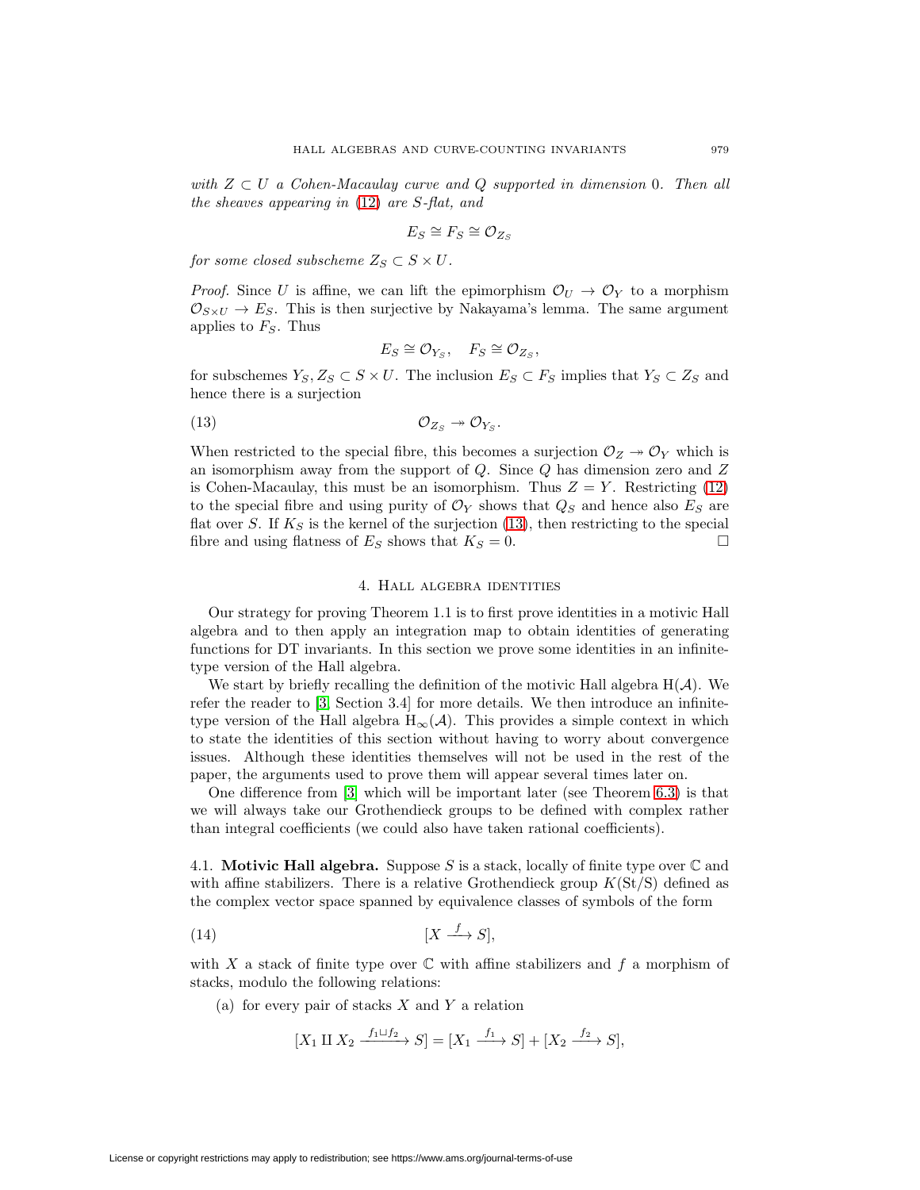*with $Z \subset U$ a Cohen-Macaulay curve and $Q$ supported in dimension 0. Then all the sheaves appearing in (12) are $S$-flat, and*

$$E_S \cong F_S \cong \mathcal{O}_{Z_S}$$

*for some closed subscheme $Z_S \subset S \times U$.*

*Proof.* Since $U$ is affine, we can lift the epimorphism $\mathcal{O}_U \to \mathcal{O}_Y$ to a morphism $\mathcal{O}_{S\times U} \to E_S$. This is then surjective by Nakayama's lemma. The same argument applies to $F_S$. Thus

$$E_S \cong \mathcal{O}_{Y_S}, \quad F_S \cong \mathcal{O}_{Z_S},$$

for subschemes $Y_S, Z_S \subset S \times U$. The inclusion $E_S \subset F_S$ implies that $Y_S \subset Z_S$ and hence there is a surjection

$$\mathcal{O}_{Z_S} \twoheadrightarrow \mathcal{O}_{Y_S}. \tag{13}$$

When restricted to the special fibre, this becomes a surjection $\mathcal{O}_Z \twoheadrightarrow \mathcal{O}_Y$ which is an isomorphism away from the support of $Q$. Since $Q$ has dimension zero and $Z$ is Cohen-Macaulay, this must be an isomorphism. Thus $Z = Y$. Restricting (12) to the special fibre and using purity of $\mathcal{O}_Y$ shows that $Q_S$ and hence also $E_S$ are flat over $S$. If $K_S$ is the kernel of the surjection (13), then restricting to the special fibre and using flatness of $E_S$ shows that $K_S = 0$. □

## 4. Hall algebra identities

Our strategy for proving Theorem 1.1 is to first prove identities in a motivic Hall algebra and to then apply an integration map to obtain identities of generating functions for DT invariants. In this section we prove some identities in an infinite-type version of the Hall algebra.

We start by briefly recalling the definition of the motivic Hall algebra $\mathrm{H}(\mathcal{A})$. We refer the reader to [3, Section 3.4] for more details. We then introduce an infinite-type version of the Hall algebra $\mathrm{H}_\infty(\mathcal{A})$. This provides a simple context in which to state the identities of this section without having to worry about convergence issues. Although these identities themselves will not be used in the rest of the paper, the arguments used to prove them will appear several times later on.

One difference from [3] which will be important later (see Theorem 6.3) is that we will always take our Grothendieck groups to be defined with complex rather than integral coefficients (we could also have taken rational coefficients).

**4.1. Motivic Hall algebra.** Suppose $S$ is a stack, locally of finite type over $\mathbb{C}$ and with affine stabilizers. There is a relative Grothendieck group $K(\mathrm{St}/S)$ defined as the complex vector space spanned by equivalence classes of symbols of the form

$$[X \xrightarrow{f} S], \tag{14}$$

with $X$ a stack of finite type over $\mathbb{C}$ with affine stabilizers and $f$ a morphism of stacks, modulo the following relations:

(a) for every pair of stacks $X$ and $Y$ a relation

$$[X_1 \amalg X_2 \xrightarrow{f_1 \sqcup f_2} S] = [X_1 \xrightarrow{f_1} S] + [X_2 \xrightarrow{f_2} S],$$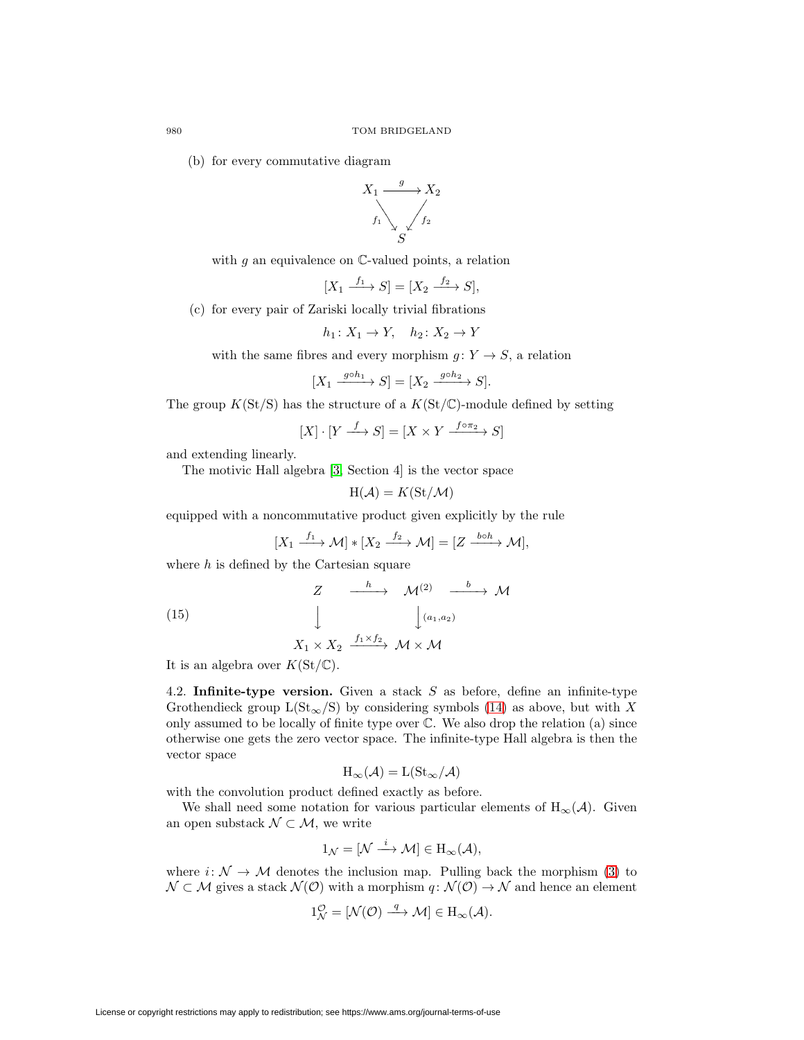(b) for every commutative diagram

$$\begin{array}{ccc} X_1 & \xrightarrow{g} & X_2 \\ & {\scriptstyle f_1}\searrow \quad \swarrow{\scriptstyle f_2} & \\ & S & \end{array}$$

with $g$ an equivalence on $\mathbb{C}$-valued points, a relation

$$[X_1 \xrightarrow{f_1} S] = [X_2 \xrightarrow{f_2} S],$$

(c) for every pair of Zariski locally trivial fibrations

$$h_1 \colon X_1 \to Y, \quad h_2 \colon X_2 \to Y$$

with the same fibres and every morphism $g \colon Y \to S$, a relation

$$[X_1 \xrightarrow{g \circ h_1} S] = [X_2 \xrightarrow{g \circ h_2} S].$$

The group $K(\mathrm{St}/\mathrm{S})$ has the structure of a $K(\mathrm{St}/\mathbb{C})$-module defined by setting

$$[X] \cdot [Y \xrightarrow{f} S] = [X \times Y \xrightarrow{f \circ \pi_2} S]$$

and extending linearly.

The motivic Hall algebra [3, Section 4] is the vector space

$$\mathrm{H}(\mathcal{A}) = K(\mathrm{St}/\mathcal{M})$$

equipped with a noncommutative product given explicitly by the rule

$$[X_1 \xrightarrow{f_1} \mathcal{M}] * [X_2 \xrightarrow{f_2} \mathcal{M}] = [Z \xrightarrow{b \circ h} \mathcal{M}],$$

where $h$ is defined by the Cartesian square

$$\begin{array}{ccccc} Z & \xrightarrow{h} & \mathcal{M}^{(2)} & \xrightarrow{b} & \mathcal{M} \\ \downarrow & & \downarrow{\scriptstyle (a_1, a_2)} & & \\ X_1 \times X_2 & \xrightarrow{f_1 \times f_2} & \mathcal{M} \times \mathcal{M} & & \end{array} \tag{15}$$

It is an algebra over $K(\mathrm{St}/\mathbb{C})$.

4.2. **Infinite-type version.** Given a stack $S$ as before, define an infinite-type Grothendieck group $\mathrm{L}(\mathrm{St}_\infty/\mathrm{S})$ by considering symbols (14) as above, but with $X$ only assumed to be locally of finite type over $\mathbb{C}$. We also drop the relation (a) since otherwise one gets the zero vector space. The infinite-type Hall algebra is then the vector space

$$\mathrm{H}_\infty(\mathcal{A}) = \mathrm{L}(\mathrm{St}_\infty/\mathcal{A})$$

with the convolution product defined exactly as before.

We shall need some notation for various particular elements of $\mathrm{H}_\infty(\mathcal{A})$. Given an open substack $\mathcal{N} \subset \mathcal{M}$, we write

$$1_{\mathcal{N}} = [\mathcal{N} \xrightarrow{i} \mathcal{M}] \in \mathrm{H}_\infty(\mathcal{A}),$$

where $i \colon \mathcal{N} \to \mathcal{M}$ denotes the inclusion map. Pulling back the morphism (3) to $\mathcal{N} \subset \mathcal{M}$ gives a stack $\mathcal{N}(\mathcal{O})$ with a morphism $q \colon \mathcal{N}(\mathcal{O}) \to \mathcal{N}$ and hence an element

$$1_{\mathcal{N}}^{\mathcal{O}} = [\mathcal{N}(\mathcal{O}) \xrightarrow{q} \mathcal{M}] \in \mathrm{H}_\infty(\mathcal{A}).$$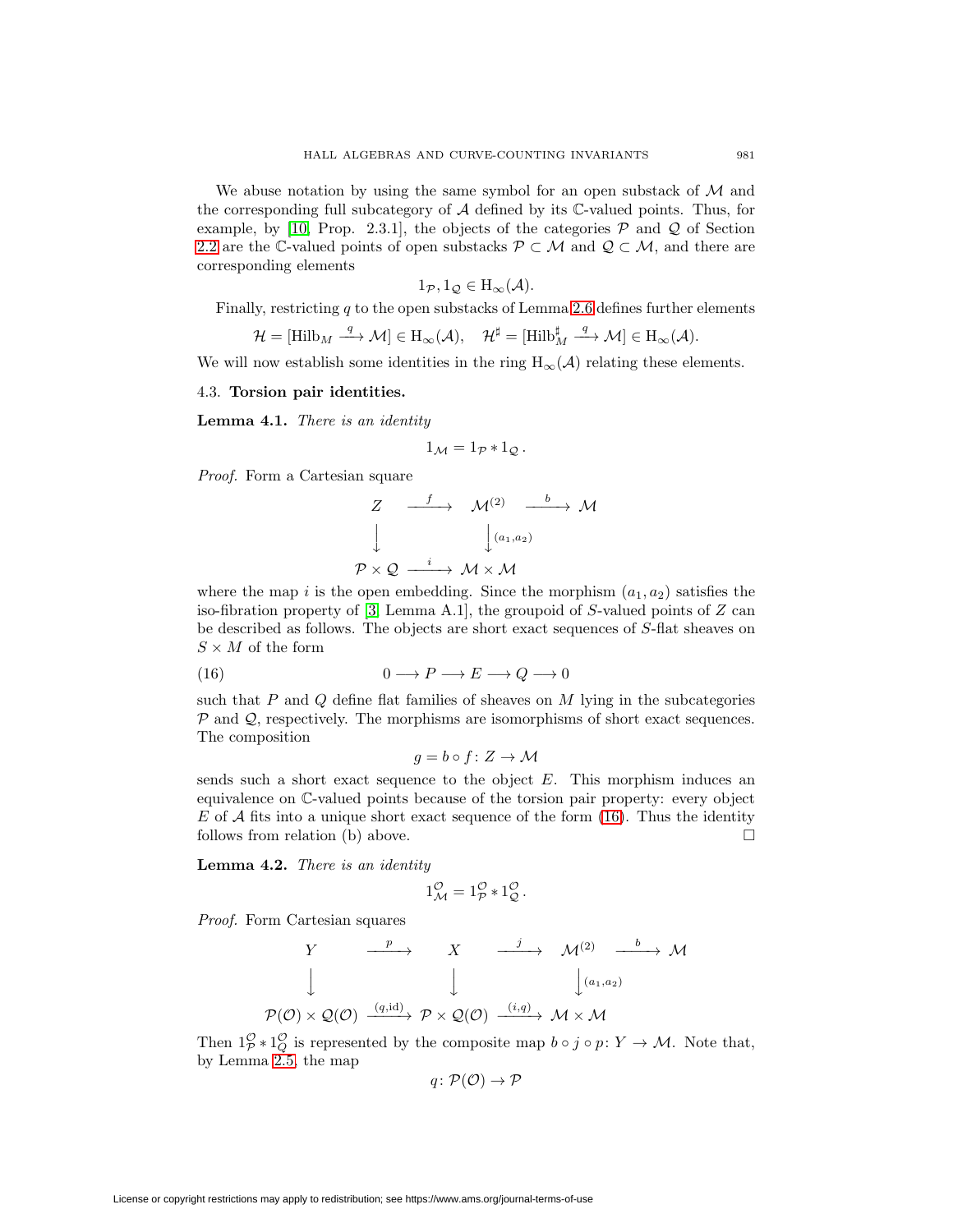We abuse notation by using the same symbol for an open substack of $\mathcal{M}$ and the corresponding full subcategory of $\mathcal{A}$ defined by its $\mathbb{C}$-valued points. Thus, for example, by [10, Prop. 2.3.1], the objects of the categories $\mathcal{P}$ and $\mathcal{Q}$ of Section 2.2 are the $\mathbb{C}$-valued points of open substacks $\mathcal{P} \subset \mathcal{M}$ and $\mathcal{Q} \subset \mathcal{M}$, and there are corresponding elements

$$1_{\mathcal{P}}, 1_{\mathcal{Q}} \in \mathrm{H}_{\infty}(\mathcal{A}).$$

Finally, restricting $q$ to the open substacks of Lemma 2.6 defines further elements

$$\mathcal{H} = [\mathrm{Hilb}_M \xrightarrow{q} \mathcal{M}] \in \mathrm{H}_{\infty}(\mathcal{A}), \quad \mathcal{H}^{\sharp} = [\mathrm{Hilb}_M^{\sharp} \xrightarrow{q} \mathcal{M}] \in \mathrm{H}_{\infty}(\mathcal{A}).$$

We will now establish some identities in the ring $\mathrm{H}_{\infty}(\mathcal{A})$ relating these elements.

### 4.3. Torsion pair identities.

**Lemma 4.1.** *There is an identity*

$$1_{\mathcal{M}} = 1_{\mathcal{P}} * 1_{\mathcal{Q}}.$$

*Proof.* Form a Cartesian square

$$\begin{array}{ccccc} Z & \xrightarrow{f} & \mathcal{M}^{(2)} & \xrightarrow{b} & \mathcal{M} \\ \downarrow & & \downarrow{\scriptstyle (a_1,a_2)} & & \\ \mathcal{P} \times \mathcal{Q} & \xrightarrow{i} & \mathcal{M} \times \mathcal{M} & & \end{array}$$

where the map $i$ is the open embedding. Since the morphism $(a_1, a_2)$ satisfies the iso-fibration property of [3, Lemma A.1], the groupoid of $S$-valued points of $Z$ can be described as follows. The objects are short exact sequences of $S$-flat sheaves on $S \times M$ of the form

$$0 \longrightarrow P \longrightarrow E \longrightarrow Q \longrightarrow 0 \tag{16}$$

such that $P$ and $Q$ define flat families of sheaves on $M$ lying in the subcategories $\mathcal{P}$ and $\mathcal{Q}$, respectively. The morphisms are isomorphisms of short exact sequences. The composition

$$g = b \circ f \colon Z \to \mathcal{M}$$

sends such a short exact sequence to the object $E$. This morphism induces an equivalence on $\mathbb{C}$-valued points because of the torsion pair property: every object $E$ of $\mathcal{A}$ fits into a unique short exact sequence of the form (16). Thus the identity follows from relation (b) above. $\square$

**Lemma 4.2.** *There is an identity*

$$1_{\mathcal{M}}^{\mathcal{O}} = 1_{\mathcal{P}}^{\mathcal{O}} * 1_{\mathcal{Q}}^{\mathcal{O}}.$$

*Proof.* Form Cartesian squares

$$\begin{array}{ccccccc} Y & \xrightarrow{p} & X & \xrightarrow{j} & \mathcal{M}^{(2)} & \xrightarrow{b} & \mathcal{M} \\ \downarrow & & \downarrow & & \downarrow{\scriptstyle (a_1,a_2)} & & \\ \mathcal{P}(\mathcal{O}) \times \mathcal{Q}(\mathcal{O}) & \xrightarrow{(q,\mathrm{id})} & \mathcal{P} \times \mathcal{Q}(\mathcal{O}) & \xrightarrow{(i,q)} & \mathcal{M} \times \mathcal{M} & & \end{array}$$

Then $1_{\mathcal{P}}^{\mathcal{O}} * 1_{Q}^{\mathcal{O}}$ is represented by the composite map $b \circ j \circ p \colon Y \to \mathcal{M}$. Note that, by Lemma 2.5, the map

$$q \colon \mathcal{P}(\mathcal{O}) \to \mathcal{P}$$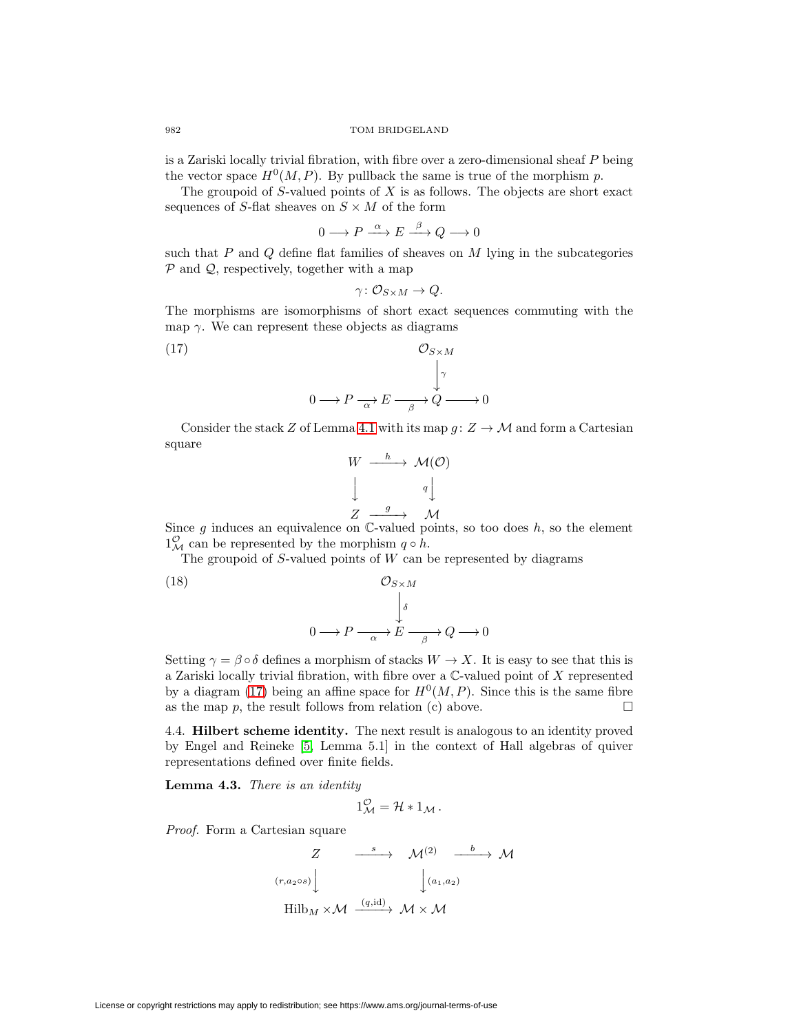is a Zariski locally trivial fibration, with fibre over a zero-dimensional sheaf $P$ being the vector space $H^0(M, P)$. By pullback the same is true of the morphism $p$.

The groupoid of $S$-valued points of $X$ is as follows. The objects are short exact sequences of $S$-flat sheaves on $S \times M$ of the form

$$0 \longrightarrow P \xrightarrow{\alpha} E \xrightarrow{\beta} Q \longrightarrow 0$$

such that $P$ and $Q$ define flat families of sheaves on $M$ lying in the subcategories $\mathcal{P}$ and $\mathcal{Q}$, respectively, together with a map

$$\gamma \colon \mathcal{O}_{S\times M} \to Q.$$

The morphisms are isomorphisms of short exact sequences commuting with the map $\gamma$. We can represent these objects as diagrams

$$\begin{array}{ccccccccc} & & & & & & \mathcal{O}_{S\times M} & & \\ & & & & & & \big\downarrow \gamma & & \\ 0 & \longrightarrow & P & \xrightarrow{\alpha} & E & \xrightarrow{\beta} & Q & \longrightarrow & 0 \end{array} \tag{17}$$

Consider the stack $Z$ of Lemma 4.1 with its map $g \colon Z \to \mathcal{M}$ and form a Cartesian square

$$\begin{array}{ccc} W & \xrightarrow{h} & \mathcal{M}(\mathcal{O}) \\ \big\downarrow & & \big\downarrow q \\ Z & \xrightarrow{g} & \mathcal{M} \end{array}$$

Since $g$ induces an equivalence on $\mathbb{C}$-valued points, so too does $h$, so the element $1_{\mathcal{M}}^{\mathcal{O}}$ can be represented by the morphism $q \circ h$.

The groupoid of $S$-valued points of $W$ can be represented by diagrams

$$\begin{array}{ccccccccc} & & & & \mathcal{O}_{S\times M} & & & & \\ & & & & \big\downarrow \delta & & & & \\ 0 & \longrightarrow & P & \xrightarrow{\alpha} & E & \xrightarrow{\beta} & Q & \longrightarrow & 0 \end{array} \tag{18}$$

Setting $\gamma = \beta \circ \delta$ defines a morphism of stacks $W \to X$. It is easy to see that this is a Zariski locally trivial fibration, with fibre over a $\mathbb{C}$-valued point of $X$ represented by a diagram (17) being an affine space for $H^0(M, P)$. Since this is the same fibre as the map $p$, the result follows from relation (c) above. $\square$

4.4. **Hilbert scheme identity.** The next result is analogous to an identity proved by Engel and Reineke [5, Lemma 5.1] in the context of Hall algebras of quiver representations defined over finite fields.

**Lemma 4.3.** *There is an identity*

$$1_{\mathcal{M}}^{\mathcal{O}} = \mathcal{H} * 1_{\mathcal{M}}.$$

*Proof.* Form a Cartesian square

$$\begin{array}{ccccc} Z & \xrightarrow{s} & \mathcal{M}^{(2)} & \xrightarrow{b} & \mathcal{M} \\ \big\downarrow (r, a_2 \circ s) & & \big\downarrow (a_1, a_2) & & \\ \operatorname{Hilb}_M \times \mathcal{M} & \xrightarrow{(q, \mathrm{id})} & \mathcal{M} \times \mathcal{M} & & \end{array}$$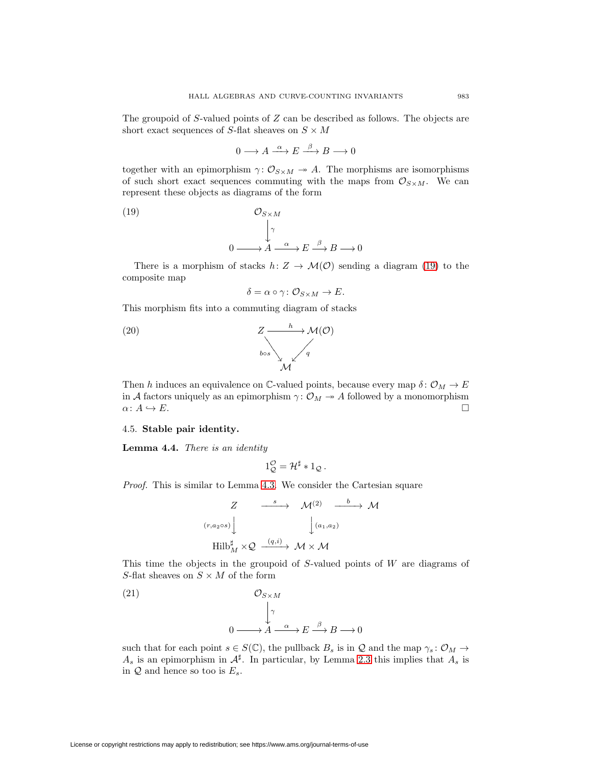The groupoid of $S$-valued points of $Z$ can be described as follows. The objects are short exact sequences of $S$-flat sheaves on $S \times M$

$$0 \longrightarrow A \xrightarrow{\alpha} E \xrightarrow{\beta} B \longrightarrow 0$$

together with an epimorphism $\gamma\colon \mathcal{O}_{S\times M} \twoheadrightarrow A$. The morphisms are isomorphisms of such short exact sequences commuting with the maps from $\mathcal{O}_{S\times M}$. We can represent these objects as diagrams of the form

$$\begin{array}{ccccccccc} & & \mathcal{O}_{S\times M} & & & & & & \\ & & \downarrow{\scriptstyle\gamma} & & & & & & \\ 0 & \longrightarrow & A & \xrightarrow{\alpha} & E & \xrightarrow{\beta} & B & \longrightarrow & 0 \end{array} \tag{19}$$

There is a morphism of stacks $h\colon Z \to \mathcal{M}(\mathcal{O})$ sending a diagram (19) to the composite map

$$\delta = \alpha \circ \gamma\colon \mathcal{O}_{S\times M} \to E.$$

This morphism fits into a commuting diagram of stacks

$$\begin{array}{ccc} Z & \xrightarrow{h} & \mathcal{M}(\mathcal{O}) \\ & {\scriptstyle b\circ s}\searrow \quad \swarrow{\scriptstyle q} & \\ & \mathcal{M} & \end{array} \tag{20}$$

Then $h$ induces an equivalence on $\mathbb{C}$-valued points, because every map $\delta\colon \mathcal{O}_M \to E$ in $\mathcal{A}$ factors uniquely as an epimorphism $\gamma\colon \mathcal{O}_M \twoheadrightarrow A$ followed by a monomorphism $\alpha\colon A \hookrightarrow E$. $\square$

### 4.5. **Stable pair identity.**

**Lemma 4.4.** *There is an identity*

$$1_{\mathcal{Q}}^{\mathcal{O}} = \mathcal{H}^\sharp * 1_{\mathcal{Q}}\,.$$

*Proof.* This is similar to Lemma 4.3. We consider the Cartesian square

$$\begin{array}{ccccc} Z & \xrightarrow{s} & \mathcal{M}^{(2)} & \xrightarrow{b} & \mathcal{M} \\ {\scriptstyle (r,a_2\circ s)}\downarrow & & \downarrow{\scriptstyle (a_1,a_2)} & & \\ \operatorname{Hilb}^\sharp_M \times \mathcal{Q} & \xrightarrow{(q,i)} & \mathcal{M}\times\mathcal{M} & & \end{array}$$

This time the objects in the groupoid of $S$-valued points of $W$ are diagrams of $S$-flat sheaves on $S \times M$ of the form

$$\begin{array}{ccccccccc} & & \mathcal{O}_{S\times M} & & & & & & \\ & & \downarrow{\scriptstyle\gamma} & & & & & & \\ 0 & \longrightarrow & A & \xrightarrow{\alpha} & E & \xrightarrow{\beta} & B & \longrightarrow & 0 \end{array} \tag{21}$$

such that for each point $s \in S(\mathbb{C})$, the pullback $B_s$ is in $\mathcal{Q}$ and the map $\gamma_s\colon \mathcal{O}_M \to A_s$ is an epimorphism in $\mathcal{A}^\sharp$. In particular, by Lemma 2.3 this implies that $A_s$ is in $\mathcal{Q}$ and hence so too is $E_s$.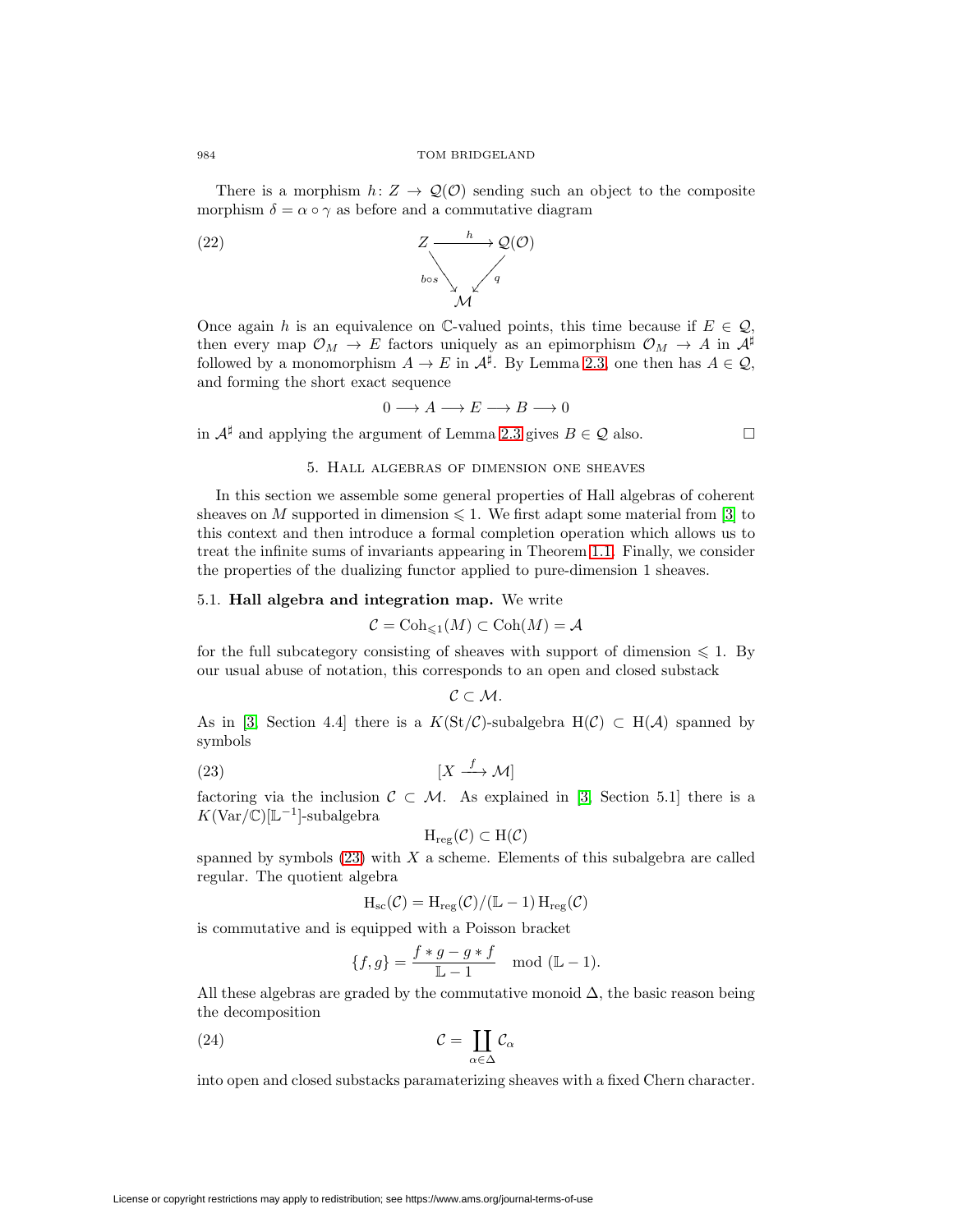There is a morphism $h\colon Z \to \mathcal{Q}(\mathcal{O})$ sending such an object to the composite morphism $\delta = \alpha \circ \gamma$ as before and a commutative diagram

$$
\begin{array}{ccc}
Z & \xrightarrow{\;h\;} & \mathcal{Q}(\mathcal{O}) \\
& {\scriptstyle b\circ s}\searrow \quad \swarrow{\scriptstyle q} & \\
& \mathcal{M} &
\end{array}
\tag{22}
$$

Once again $h$ is an equivalence on $\mathbb{C}$-valued points, this time because if $E \in \mathcal{Q}$, then every map $\mathcal{O}_M \to E$ factors uniquely as an epimorphism $\mathcal{O}_M \to A$ in $\mathcal{A}^\sharp$ followed by a monomorphism $A \to E$ in $\mathcal{A}^\sharp$. By Lemma 2.3, one then has $A \in \mathcal{Q}$, and forming the short exact sequence

$$0 \longrightarrow A \longrightarrow E \longrightarrow B \longrightarrow 0$$

in $\mathcal{A}^\sharp$ and applying the argument of Lemma 2.3 gives $B \in \mathcal{Q}$ also. □

## 5. Hall algebras of dimension one sheaves

In this section we assemble some general properties of Hall algebras of coherent sheaves on $M$ supported in dimension $\leqslant 1$. We first adapt some material from [3] to this context and then introduce a formal completion operation which allows us to treat the infinite sums of invariants appearing in Theorem 1.1. Finally, we consider the properties of the dualizing functor applied to pure-dimension 1 sheaves.

### 5.1. **Hall algebra and integration map.**

We write

$$\mathcal{C} = \mathrm{Coh}_{\leqslant 1}(M) \subset \mathrm{Coh}(M) = \mathcal{A}$$

for the full subcategory consisting of sheaves with support of dimension $\leqslant 1$. By our usual abuse of notation, this corresponds to an open and closed substack

$$\mathcal{C} \subset \mathcal{M}.$$

As in [3, Section 4.4] there is a $K(\mathrm{St}/\mathcal{C})$-subalgebra $\mathrm{H}(\mathcal{C}) \subset \mathrm{H}(\mathcal{A})$ spanned by symbols

$$[X \xrightarrow{\;f\;} \mathcal{M}] \tag{23}$$

factoring via the inclusion $\mathcal{C} \subset \mathcal{M}$. As explained in [3, Section 5.1] there is a $K(\mathrm{Var}/\mathbb{C})[\mathbb{L}^{-1}]$-subalgebra

$$\mathrm{H}_{\mathrm{reg}}(\mathcal{C}) \subset \mathrm{H}(\mathcal{C})$$

spanned by symbols (23) with $X$ a scheme. Elements of this subalgebra are called regular. The quotient algebra

$$\mathrm{H}_{\mathrm{sc}}(\mathcal{C}) = \mathrm{H}_{\mathrm{reg}}(\mathcal{C})/(\mathbb{L}-1)\,\mathrm{H}_{\mathrm{reg}}(\mathcal{C})$$

is commutative and is equipped with a Poisson bracket

$$\{f, g\} = \frac{f * g - g * f}{\mathbb{L} - 1} \mod (\mathbb{L} - 1).$$

All these algebras are graded by the commutative monoid $\Delta$, the basic reason being the decomposition

$$\mathcal{C} = \coprod_{\alpha \in \Delta} \mathcal{C}_\alpha \tag{24}$$

into open and closed substacks paramaterizing sheaves with a fixed Chern character.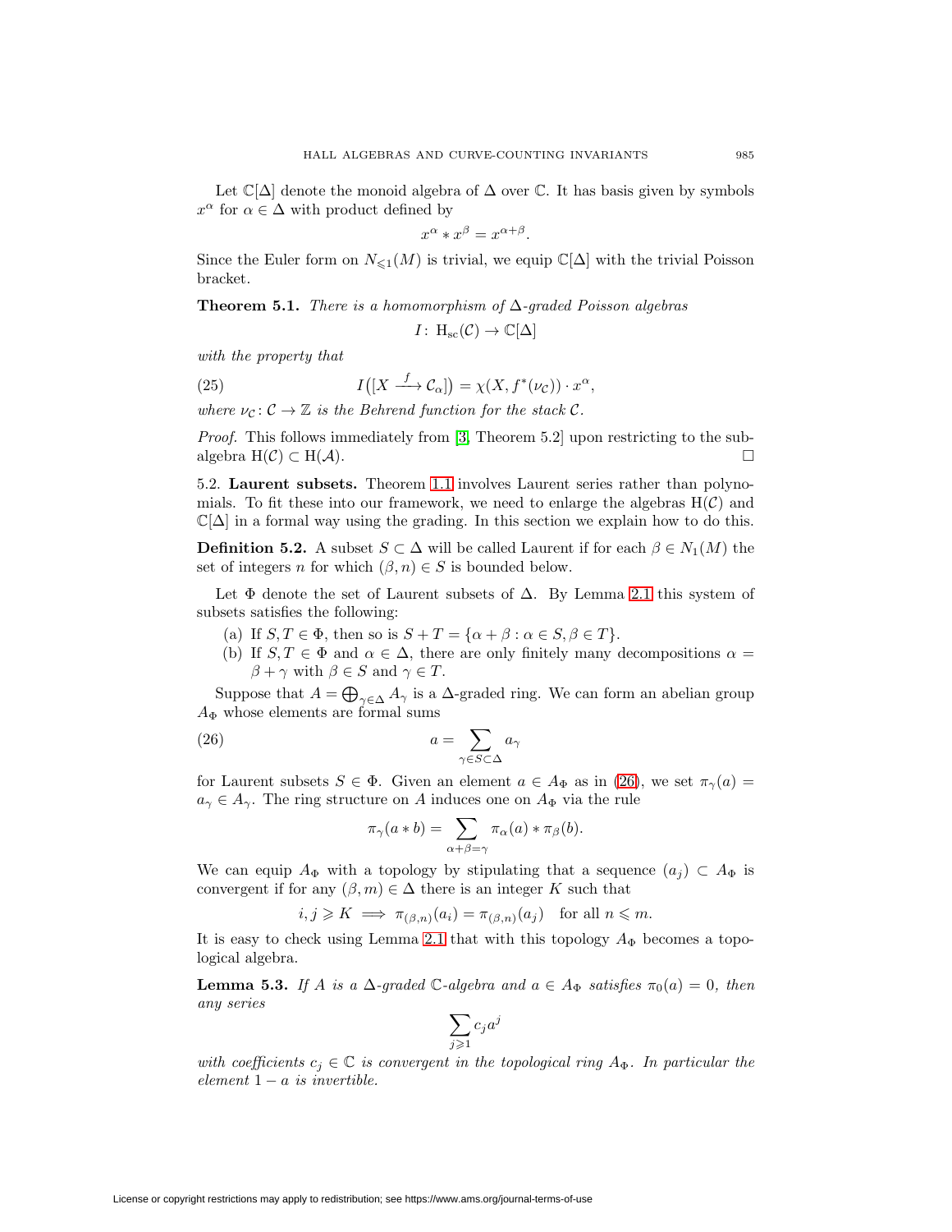Let $\mathbb{C}[\Delta]$ denote the monoid algebra of $\Delta$ over $\mathbb{C}$. It has basis given by symbols $x^\alpha$ for $\alpha \in \Delta$ with product defined by

$$x^\alpha * x^\beta = x^{\alpha+\beta}.$$

Since the Euler form on $N_{\leqslant 1}(M)$ is trivial, we equip $\mathbb{C}[\Delta]$ with the trivial Poisson bracket.

**Theorem 5.1.** *There is a homomorphism of $\Delta$-graded Poisson algebras*

$$I\colon \mathrm{H}_{\mathrm{sc}}(\mathcal{C}) \to \mathbb{C}[\Delta]$$

*with the property that*

$$I\big([X \xrightarrow{f} \mathcal{C}_\alpha]\big) = \chi(X, f^*(\nu_{\mathcal{C}})) \cdot x^\alpha, \tag{25}$$

*where $\nu_{\mathcal{C}}\colon \mathcal{C} \to \mathbb{Z}$ is the Behrend function for the stack $\mathcal{C}$.*

*Proof.* This follows immediately from [3, Theorem 5.2] upon restricting to the subalgebra $\mathrm{H}(\mathcal{C}) \subset \mathrm{H}(\mathcal{A})$. □

5.2. **Laurent subsets.** Theorem 1.1 involves Laurent series rather than polynomials. To fit these into our framework, we need to enlarge the algebras $\mathrm{H}(\mathcal{C})$ and $\mathbb{C}[\Delta]$ in a formal way using the grading. In this section we explain how to do this.

**Definition 5.2.** A subset $S \subset \Delta$ will be called Laurent if for each $\beta \in N_1(M)$ the set of integers $n$ for which $(\beta, n) \in S$ is bounded below.

Let $\Phi$ denote the set of Laurent subsets of $\Delta$. By Lemma 2.1 this system of subsets satisfies the following:

(a) If $S, T \in \Phi$, then so is $S + T = \{\alpha + \beta : \alpha \in S, \beta \in T\}$.
(b) If $S, T \in \Phi$ and $\alpha \in \Delta$, there are only finitely many decompositions $\alpha = \beta + \gamma$ with $\beta \in S$ and $\gamma \in T$.

Suppose that $A = \bigoplus_{\gamma \in \Delta} A_\gamma$ is a $\Delta$-graded ring. We can form an abelian group $A_\Phi$ whose elements are formal sums

$$a = \sum_{\gamma \in S \subset \Delta} a_\gamma \tag{26}$$

for Laurent subsets $S \in \Phi$. Given an element $a \in A_\Phi$ as in (26), we set $\pi_\gamma(a) = a_\gamma \in A_\gamma$. The ring structure on $A$ induces one on $A_\Phi$ via the rule

$$\pi_\gamma(a * b) = \sum_{\alpha+\beta=\gamma} \pi_\alpha(a) * \pi_\beta(b).$$

We can equip $A_\Phi$ with a topology by stipulating that a sequence $(a_j) \subset A_\Phi$ is convergent if for any $(\beta, m) \in \Delta$ there is an integer $K$ such that

$$i, j \geqslant K \implies \pi_{(\beta,n)}(a_i) = \pi_{(\beta,n)}(a_j) \quad \text{for all } n \leqslant m.$$

It is easy to check using Lemma 2.1 that with this topology $A_\Phi$ becomes a topological algebra.

**Lemma 5.3.** *If $A$ is a $\Delta$-graded $\mathbb{C}$-algebra and $a \in A_\Phi$ satisfies $\pi_0(a) = 0$, then any series*

$$\sum_{j \geqslant 1} c_j a^j$$

*with coefficients $c_j \in \mathbb{C}$ is convergent in the topological ring $A_\Phi$. In particular the element $1 - a$ is invertible.*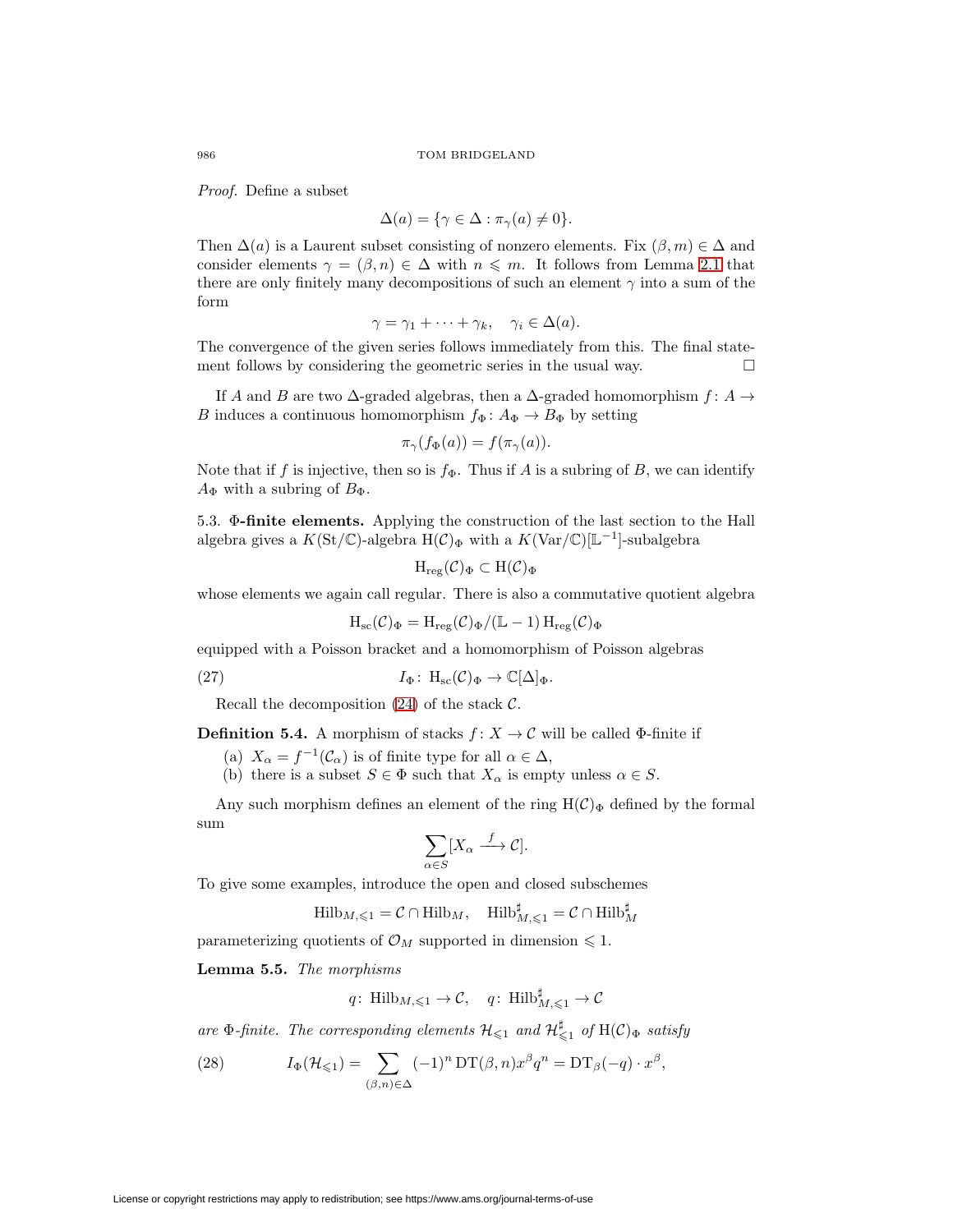*Proof.* Define a subset

$$\Delta(a) = \{\gamma \in \Delta : \pi_\gamma(a) \neq 0\}.$$

Then $\Delta(a)$ is a Laurent subset consisting of nonzero elements. Fix $(\beta, m) \in \Delta$ and consider elements $\gamma = (\beta, n) \in \Delta$ with $n \leqslant m$. It follows from Lemma 2.1 that there are only finitely many decompositions of such an element $\gamma$ into a sum of the form

$$\gamma = \gamma_1 + \cdots + \gamma_k, \quad \gamma_i \in \Delta(a).$$

The convergence of the given series follows immediately from this. The final statement follows by considering the geometric series in the usual way. $\square$

If $A$ and $B$ are two $\Delta$-graded algebras, then a $\Delta$-graded homomorphism $f \colon A \to B$ induces a continuous homomorphism $f_\Phi \colon A_\Phi \to B_\Phi$ by setting

$$\pi_\gamma(f_\Phi(a)) = f(\pi_\gamma(a)).$$

Note that if $f$ is injective, then so is $f_\Phi$. Thus if $A$ is a subring of $B$, we can identify $A_\Phi$ with a subring of $B_\Phi$.

5.3. **$\Phi$-finite elements.** Applying the construction of the last section to the Hall algebra gives a $K(\mathrm{St}/\mathbb{C})$-algebra $\mathrm{H}(\mathcal{C})_\Phi$ with a $K(\mathrm{Var}/\mathbb{C})[\mathbb{L}^{-1}]$-subalgebra

$$\mathrm{H}_{\mathrm{reg}}(\mathcal{C})_\Phi \subset \mathrm{H}(\mathcal{C})_\Phi$$

whose elements we again call regular. There is also a commutative quotient algebra

$$\mathrm{H}_{\mathrm{sc}}(\mathcal{C})_\Phi = \mathrm{H}_{\mathrm{reg}}(\mathcal{C})_\Phi / (\mathbb{L} - 1)\, \mathrm{H}_{\mathrm{reg}}(\mathcal{C})_\Phi$$

equipped with a Poisson bracket and a homomorphism of Poisson algebras

$$I_\Phi \colon \mathrm{H}_{\mathrm{sc}}(\mathcal{C})_\Phi \to \mathbb{C}[\Delta]_\Phi. \tag{27}$$

Recall the decomposition (24) of the stack $\mathcal{C}$.

**Definition 5.4.** A morphism of stacks $f \colon X \to \mathcal{C}$ will be called $\Phi$-finite if

(a) $X_\alpha = f^{-1}(\mathcal{C}_\alpha)$ is of finite type for all $\alpha \in \Delta$,
(b) there is a subset $S \in \Phi$ such that $X_\alpha$ is empty unless $\alpha \in S$.

Any such morphism defines an element of the ring $\mathrm{H}(\mathcal{C})_\Phi$ defined by the formal sum

$$\sum_{\alpha \in S} [X_\alpha \xrightarrow{f} \mathcal{C}].$$

To give some examples, introduce the open and closed subschemes

$$\mathrm{Hilb}_{M, \leqslant 1} = \mathcal{C} \cap \mathrm{Hilb}_M, \quad \mathrm{Hilb}^\sharp_{M, \leqslant 1} = \mathcal{C} \cap \mathrm{Hilb}^\sharp_M$$

parameterizing quotients of $\mathcal{O}_M$ supported in dimension $\leqslant 1$.

**Lemma 5.5.** *The morphisms*

$$q \colon \mathrm{Hilb}_{M, \leqslant 1} \to \mathcal{C}, \quad q \colon \mathrm{Hilb}^\sharp_{M, \leqslant 1} \to \mathcal{C}$$

*are $\Phi$-finite. The corresponding elements $\mathcal{H}_{\leqslant 1}$ and $\mathcal{H}^\sharp_{\leqslant 1}$ of $\mathrm{H}(\mathcal{C})_\Phi$ satisfy*

$$I_\Phi(\mathcal{H}_{\leqslant 1}) = \sum_{(\beta, n) \in \Delta} (-1)^n \, \mathrm{DT}(\beta, n) x^\beta q^n = \mathrm{DT}_\beta(-q) \cdot x^\beta, \tag{28}$$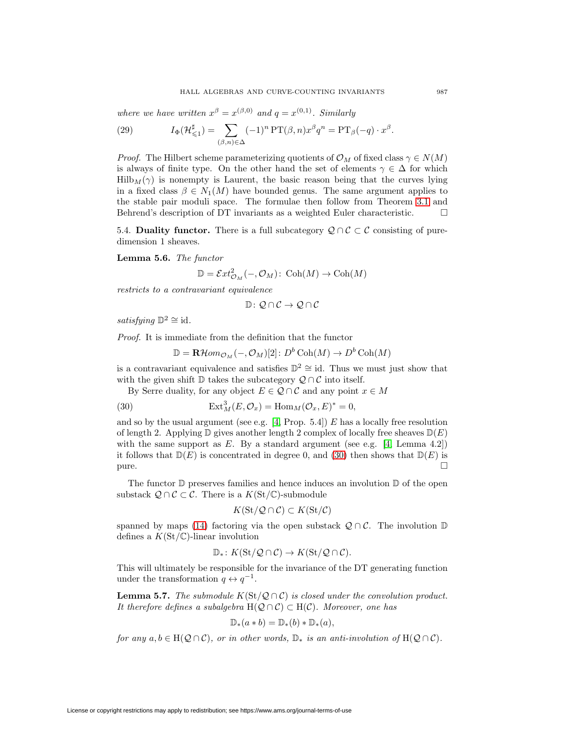*where we have written* $x^\beta = x^{(\beta,0)}$ *and* $q = x^{(0,1)}$. *Similarly*

$$I_\Phi(\mathcal{H}^\sharp_{\leqslant 1}) = \sum_{(\beta,n)\in\Delta} (-1)^n \,\mathrm{PT}(\beta,n) x^\beta q^n = \mathrm{PT}_\beta(-q)\cdot x^\beta. \tag{29}$$

*Proof.* The Hilbert scheme parameterizing quotients of $\mathcal{O}_M$ of fixed class $\gamma \in N(M)$ is always of finite type. On the other hand the set of elements $\gamma \in \Delta$ for which $\mathrm{Hilb}_M(\gamma)$ is nonempty is Laurent, the basic reason being that the curves lying in a fixed class $\beta \in N_1(M)$ have bounded genus. The same argument applies to the stable pair moduli space. The formulae then follow from Theorem 3.1 and Behrend's description of DT invariants as a weighted Euler characteristic. □

5.4. **Duality functor.** There is a full subcategory $\mathcal{Q}\cap\mathcal{C}\subset\mathcal{C}$ consisting of pure-dimension 1 sheaves.

**Lemma 5.6.** *The functor*

$$\mathbb{D} = \mathcal{E}xt^2_{\mathcal{O}_M}(-,\mathcal{O}_M)\colon \mathrm{Coh}(M)\to\mathrm{Coh}(M)$$

*restricts to a contravariant equivalence*

$$\mathbb{D}\colon \mathcal{Q}\cap\mathcal{C}\to\mathcal{Q}\cap\mathcal{C}$$

*satisfying* $\mathbb{D}^2\cong\mathrm{id}$.

*Proof.* It is immediate from the definition that the functor

$$\mathbb{D} = \mathbf{R}\mathcal{H}om_{\mathcal{O}_M}(-,\mathcal{O}_M)[2]\colon D^b\,\mathrm{Coh}(M)\to D^b\,\mathrm{Coh}(M)$$

is a contravariant equivalence and satisfies $\mathbb{D}^2\cong\mathrm{id}$. Thus we must just show that with the given shift $\mathbb{D}$ takes the subcategory $\mathcal{Q}\cap\mathcal{C}$ into itself.

By Serre duality, for any object $E\in\mathcal{Q}\cap\mathcal{C}$ and any point $x\in M$

$$\mathrm{Ext}^3_M(E,\mathcal{O}_x) = \mathrm{Hom}_M(\mathcal{O}_x,E)^* = 0, \tag{30}$$

and so by the usual argument (see e.g. [4, Prop. 5.4]) $E$ has a locally free resolution of length 2. Applying $\mathbb{D}$ gives another length 2 complex of locally free sheaves $\mathbb{D}(E)$ with the same support as $E$. By a standard argument (see e.g. [4, Lemma 4.2]) it follows that $\mathbb{D}(E)$ is concentrated in degree 0, and (30) then shows that $\mathbb{D}(E)$ is pure. □

The functor $\mathbb{D}$ preserves families and hence induces an involution $\mathbb{D}$ of the open substack $\mathcal{Q}\cap\mathcal{C}\subset\mathcal{C}$. There is a $K(\mathrm{St}/\mathbb{C})$-submodule

$$K(\mathrm{St}/\mathcal{Q}\cap\mathcal{C})\subset K(\mathrm{St}/\mathcal{C})$$

spanned by maps (14) factoring via the open substack $\mathcal{Q}\cap\mathcal{C}$. The involution $\mathbb{D}$ defines a $K(\mathrm{St}/\mathbb{C})$-linear involution

$$\mathbb{D}_*\colon K(\mathrm{St}/\mathcal{Q}\cap\mathcal{C})\to K(\mathrm{St}/\mathcal{Q}\cap\mathcal{C}).$$

This will ultimately be responsible for the invariance of the DT generating function under the transformation $q\leftrightarrow q^{-1}$.

**Lemma 5.7.** *The submodule* $K(\mathrm{St}/\mathcal{Q}\cap\mathcal{C})$ *is closed under the convolution product. It therefore defines a subalgebra* $\mathrm{H}(\mathcal{Q}\cap\mathcal{C})\subset\mathrm{H}(\mathcal{C})$. *Moreover, one has*

$$\mathbb{D}_*(a*b) = \mathbb{D}_*(b)*\mathbb{D}_*(a),$$

*for any* $a,b\in\mathrm{H}(\mathcal{Q}\cap\mathcal{C})$, *or in other words,* $\mathbb{D}_*$ *is an anti-involution of* $\mathrm{H}(\mathcal{Q}\cap\mathcal{C})$.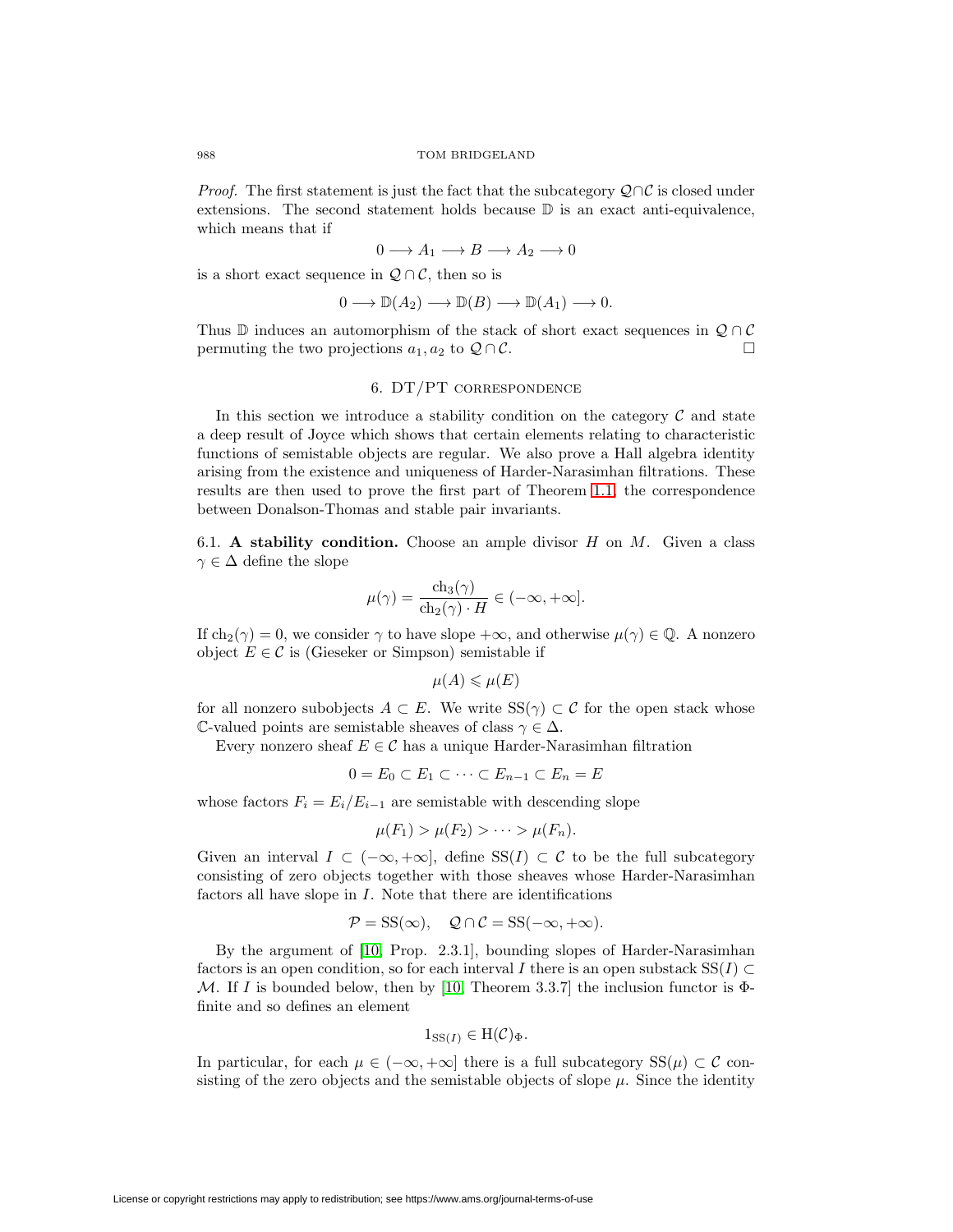*Proof.* The first statement is just the fact that the subcategory $\mathcal{Q}\cap\mathcal{C}$ is closed under extensions. The second statement holds because $\mathbb{D}$ is an exact anti-equivalence, which means that if

$$0 \longrightarrow A_1 \longrightarrow B \longrightarrow A_2 \longrightarrow 0$$

is a short exact sequence in $\mathcal{Q}\cap\mathcal{C}$, then so is

$$0 \longrightarrow \mathbb{D}(A_2) \longrightarrow \mathbb{D}(B) \longrightarrow \mathbb{D}(A_1) \longrightarrow 0.$$

Thus $\mathbb{D}$ induces an automorphism of the stack of short exact sequences in $\mathcal{Q}\cap\mathcal{C}$ permuting the two projections $a_1, a_2$ to $\mathcal{Q}\cap\mathcal{C}$. □

## 6. DT/PT correspondence

In this section we introduce a stability condition on the category $\mathcal{C}$ and state a deep result of Joyce which shows that certain elements relating to characteristic functions of semistable objects are regular. We also prove a Hall algebra identity arising from the existence and uniqueness of Harder-Narasimhan filtrations. These results are then used to prove the first part of Theorem 1.1, the correspondence between Donaldson-Thomas and stable pair invariants.

**6.1. A stability condition.** Choose an ample divisor $H$ on $M$. Given a class $\gamma \in \Delta$ define the slope

$$\mu(\gamma) = \frac{\operatorname{ch}_3(\gamma)}{\operatorname{ch}_2(\gamma)\cdot H} \in (-\infty, +\infty].$$

If $\operatorname{ch}_2(\gamma) = 0$, we consider $\gamma$ to have slope $+\infty$, and otherwise $\mu(\gamma) \in \mathbb{Q}$. A nonzero object $E \in \mathcal{C}$ is (Gieseker or Simpson) semistable if

$$\mu(A) \leqslant \mu(E)$$

for all nonzero subobjects $A \subset E$. We write $\operatorname{SS}(\gamma) \subset \mathcal{C}$ for the open stack whose $\mathbb{C}$-valued points are semistable sheaves of class $\gamma \in \Delta$.

Every nonzero sheaf $E \in \mathcal{C}$ has a unique Harder-Narasimhan filtration

$$0 = E_0 \subset E_1 \subset \cdots \subset E_{n-1} \subset E_n = E$$

whose factors $F_i = E_i/E_{i-1}$ are semistable with descending slope

$$\mu(F_1) > \mu(F_2) > \cdots > \mu(F_n).$$

Given an interval $I \subset (-\infty, +\infty]$, define $\operatorname{SS}(I) \subset \mathcal{C}$ to be the full subcategory consisting of zero objects together with those sheaves whose Harder-Narasimhan factors all have slope in $I$. Note that there are identifications

$$\mathcal{P} = \operatorname{SS}(\infty), \quad \mathcal{Q}\cap\mathcal{C} = \operatorname{SS}(-\infty, +\infty).$$

By the argument of [10, Prop. 2.3.1], bounding slopes of Harder-Narasimhan factors is an open condition, so for each interval $I$ there is an open substack $\operatorname{SS}(I) \subset \mathcal{M}$. If $I$ is bounded below, then by [10, Theorem 3.3.7] the inclusion functor is $\Phi$-finite and so defines an element

$$1_{\operatorname{SS}(I)} \in \operatorname{H}(\mathcal{C})_\Phi.$$

In particular, for each $\mu \in (-\infty, +\infty]$ there is a full subcategory $\operatorname{SS}(\mu) \subset \mathcal{C}$ consisting of the zero objects and the semistable objects of slope $\mu$. Since the identity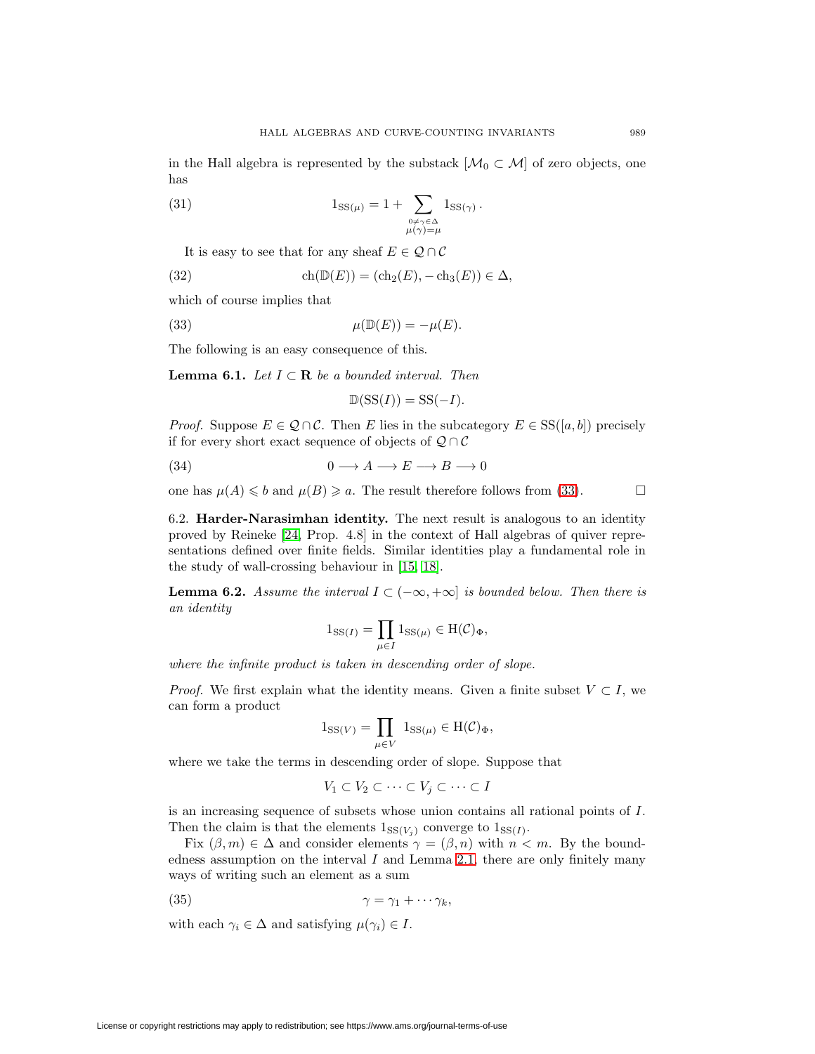in the Hall algebra is represented by the substack $[\mathcal{M}_0 \subset \mathcal{M}]$ of zero objects, one has

$$1_{\mathrm{SS}(\mu)} = 1 + \sum_{\substack{0 \neq \gamma \in \Delta \\ \mu(\gamma) = \mu}} 1_{\mathrm{SS}(\gamma)}\,. \tag{31}$$

It is easy to see that for any sheaf $E \in \mathcal{Q} \cap \mathcal{C}$

$$\mathrm{ch}(\mathbb{D}(E)) = (\mathrm{ch}_2(E), -\mathrm{ch}_3(E)) \in \Delta, \tag{32}$$

which of course implies that

$$\mu(\mathbb{D}(E)) = -\mu(E). \tag{33}$$

The following is an easy consequence of this.

**Lemma 6.1.** *Let $I \subset \mathbf{R}$ be a bounded interval. Then*

$$\mathbb{D}(\mathrm{SS}(I)) = \mathrm{SS}(-I).$$

*Proof.* Suppose $E \in \mathcal{Q} \cap \mathcal{C}$. Then $E$ lies in the subcategory $E \in \mathrm{SS}([a,b])$ precisely if for every short exact sequence of objects of $\mathcal{Q} \cap \mathcal{C}$

$$0 \longrightarrow A \longrightarrow E \longrightarrow B \longrightarrow 0 \tag{34}$$

one has $\mu(A) \leqslant b$ and $\mu(B) \geqslant a$. The result therefore follows from (33). $\square$

6.2. **Harder-Narasimhan identity.** The next result is analogous to an identity proved by Reineke [24, Prop. 4.8] in the context of Hall algebras of quiver representations defined over finite fields. Similar identities play a fundamental role in the study of wall-crossing behaviour in [15, 18].

**Lemma 6.2.** *Assume the interval $I \subset (-\infty, +\infty]$ is bounded below. Then there is an identity*

$$1_{\mathrm{SS}(I)} = \prod_{\mu \in I} 1_{\mathrm{SS}(\mu)} \in \mathrm{H}(\mathcal{C})_{\Phi},$$

*where the infinite product is taken in descending order of slope.*

*Proof.* We first explain what the identity means. Given a finite subset $V \subset I$, we can form a product

$$1_{\mathrm{SS}(V)} = \prod_{\mu \in V} 1_{\mathrm{SS}(\mu)} \in \mathrm{H}(\mathcal{C})_{\Phi},$$

where we take the terms in descending order of slope. Suppose that

$$V_1 \subset V_2 \subset \cdots \subset V_j \subset \cdots \subset I$$

is an increasing sequence of subsets whose union contains all rational points of $I$. Then the claim is that the elements $1_{\mathrm{SS}(V_j)}$ converge to $1_{\mathrm{SS}(I)}$.

Fix $(\beta, m) \in \Delta$ and consider elements $\gamma = (\beta, n)$ with $n < m$. By the boundedness assumption on the interval $I$ and Lemma 2.1, there are only finitely many ways of writing such an element as a sum

$$\gamma = \gamma_1 + \cdots \gamma_k, \tag{35}$$

with each $\gamma_i \in \Delta$ and satisfying $\mu(\gamma_i) \in I$.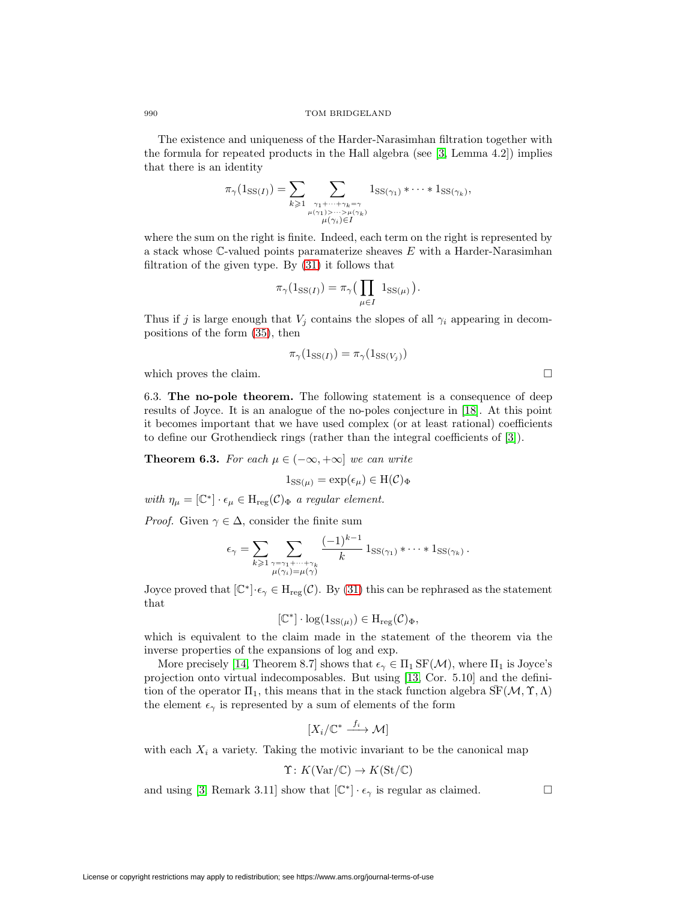The existence and uniqueness of the Harder-Narasimhan filtration together with the formula for repeated products in the Hall algebra (see [3, Lemma 4.2]) implies that there is an identity

$$\pi_\gamma(1_{\mathrm{SS}(I)}) = \sum_{k\geqslant 1} \sum_{\substack{\gamma_1+\cdots+\gamma_k=\gamma \\ \mu(\gamma_1)>\cdots>\mu(\gamma_k) \\ \mu(\gamma_i)\in I}} 1_{\mathrm{SS}(\gamma_1)} * \cdots * 1_{\mathrm{SS}(\gamma_k)},$$

where the sum on the right is finite. Indeed, each term on the right is represented by a stack whose $\mathbb{C}$-valued points paramaterize sheaves $E$ with a Harder-Narasimhan filtration of the given type. By (31) it follows that

$$\pi_\gamma(1_{\mathrm{SS}(I)}) = \pi_\gamma\big(\prod_{\mu\in I} 1_{\mathrm{SS}(\mu)}\big).$$

Thus if $j$ is large enough that $V_j$ contains the slopes of all $\gamma_i$ appearing in decompositions of the form (35), then

$$\pi_\gamma(1_{\mathrm{SS}(I)}) = \pi_\gamma(1_{\mathrm{SS}(V_j)})$$

which proves the claim. □

6.3. **The no-pole theorem.** The following statement is a consequence of deep results of Joyce. It is an analogue of the no-poles conjecture in [18]. At this point it becomes important that we have used complex (or at least rational) coefficients to define our Grothendieck rings (rather than the integral coefficients of [3]).

**Theorem 6.3.** *For each $\mu \in (-\infty, +\infty]$ we can write*

$$1_{\mathrm{SS}(\mu)} = \exp(\epsilon_\mu) \in \mathrm{H}(\mathcal{C})_\Phi$$

*with $\eta_\mu = [\mathbb{C}^*]\cdot\epsilon_\mu \in \mathrm{H}_{\mathrm{reg}}(\mathcal{C})_\Phi$ a regular element.*

*Proof.* Given $\gamma \in \Delta$, consider the finite sum

$$\epsilon_\gamma = \sum_{k\geqslant 1} \sum_{\substack{\gamma=\gamma_1+\cdots+\gamma_k \\ \mu(\gamma_i)=\mu(\gamma)}} \frac{(-1)^{k-1}}{k}\, 1_{\mathrm{SS}(\gamma_1)} * \cdots * 1_{\mathrm{SS}(\gamma_k)}\,.$$

Joyce proved that $[\mathbb{C}^*]\cdot\epsilon_\gamma \in \mathrm{H}_{\mathrm{reg}}(\mathcal{C})$. By (31) this can be rephrased as the statement that

$$[\mathbb{C}^*]\cdot\log(1_{\mathrm{SS}(\mu)}) \in \mathrm{H}_{\mathrm{reg}}(\mathcal{C})_\Phi,$$

which is equivalent to the claim made in the statement of the theorem via the inverse properties of the expansions of log and exp.

More precisely [14, Theorem 8.7] shows that $\epsilon_\gamma \in \Pi_1\,\mathrm{SF}(\mathcal{M})$, where $\Pi_1$ is Joyce's projection onto virtual indecomposables. But using [13, Cor. 5.10] and the definition of the operator $\Pi_1$, this means that in the stack function algebra $\bar{\mathrm{SF}}(\mathcal{M},\Upsilon,\Lambda)$ the element $\epsilon_\gamma$ is represented by a sum of elements of the form

$$[X_i/\mathbb{C}^* \xrightarrow{f_i} \mathcal{M}]$$

with each $X_i$ a variety. Taking the motivic invariant to be the canonical map

$$\Upsilon\colon K(\mathrm{Var}/\mathbb{C}) \to K(\mathrm{St}/\mathbb{C})$$

and using [3, Remark 3.11] show that $[\mathbb{C}^*]\cdot\epsilon_\gamma$ is regular as claimed. □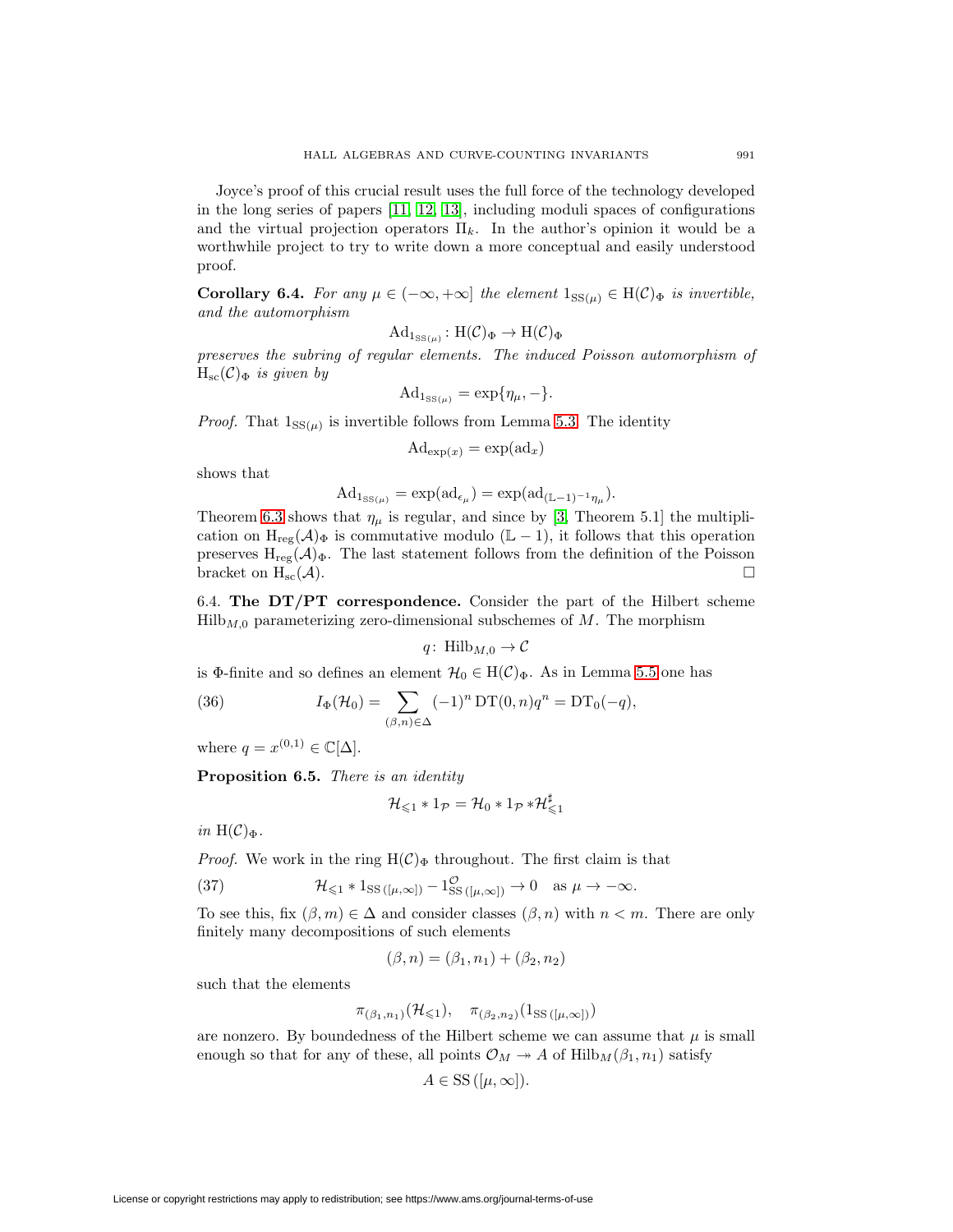Joyce's proof of this crucial result uses the full force of the technology developed in the long series of papers [11, 12, 13], including moduli spaces of configurations and the virtual projection operators $\Pi_k$. In the author's opinion it would be a worthwhile project to try to write down a more conceptual and easily understood proof.

**Corollary 6.4.** *For any $\mu \in (-\infty, +\infty]$ the element $1_{\mathrm{SS}(\mu)} \in \mathrm{H}(\mathcal{C})_\Phi$ is invertible, and the automorphism*

$$\mathrm{Ad}_{1_{\mathrm{SS}(\mu)}} \colon \mathrm{H}(\mathcal{C})_\Phi \to \mathrm{H}(\mathcal{C})_\Phi$$

*preserves the subring of regular elements. The induced Poisson automorphism of $\mathrm{H}_{\mathrm{sc}}(\mathcal{C})_\Phi$ is given by*

$$\mathrm{Ad}_{1_{\mathrm{SS}(\mu)}} = \exp\{\eta_\mu, -\}.$$

*Proof.* That $1_{\mathrm{SS}(\mu)}$ is invertible follows from Lemma 5.3. The identity

$$\mathrm{Ad}_{\exp(x)} = \exp(\mathrm{ad}_x)$$

shows that

$$\mathrm{Ad}_{1_{\mathrm{SS}(\mu)}} = \exp(\mathrm{ad}_{\epsilon_\mu}) = \exp(\mathrm{ad}_{(\mathbb{L}-1)^{-1}\eta_\mu}).$$

Theorem 6.3 shows that $\eta_\mu$ is regular, and since by [3, Theorem 5.1] the multiplication on $\mathrm{H}_{\mathrm{reg}}(\mathcal{A})_\Phi$ is commutative modulo $(\mathbb{L}-1)$, it follows that this operation preserves $\mathrm{H}_{\mathrm{reg}}(\mathcal{A})_\Phi$. The last statement follows from the definition of the Poisson bracket on $\mathrm{H}_{\mathrm{sc}}(\mathcal{A})$. $\square$

6.4. **The DT/PT correspondence.** Consider the part of the Hilbert scheme $\mathrm{Hilb}_{M,0}$ parameterizing zero-dimensional subschemes of $M$. The morphism

$$q \colon \mathrm{Hilb}_{M,0} \to \mathcal{C}$$

is $\Phi$-finite and so defines an element $\mathcal{H}_0 \in \mathrm{H}(\mathcal{C})_\Phi$. As in Lemma 5.5 one has

$$I_\Phi(\mathcal{H}_0) = \sum_{(\beta,n)\in\Delta} (-1)^n \,\mathrm{DT}(0,n) q^n = \mathrm{DT}_0(-q), \tag{36}$$

where $q = x^{(0,1)} \in \mathbb{C}[\Delta]$.

**Proposition 6.5.** *There is an identity*

$$\mathcal{H}_{\leqslant 1} * 1_{\mathcal{P}} = \mathcal{H}_0 * 1_{\mathcal{P}} * \mathcal{H}^\sharp_{\leqslant 1}$$

*in $\mathrm{H}(\mathcal{C})_\Phi$.*

*Proof.* We work in the ring $\mathrm{H}(\mathcal{C})_\Phi$ throughout. The first claim is that

$$\mathcal{H}_{\leqslant 1} * 1_{\mathrm{SS}\,([\mu,\infty])} - 1^{\mathcal{O}}_{\mathrm{SS}\,([\mu,\infty])} \to 0 \quad \text{as } \mu \to -\infty. \tag{37}$$

To see this, fix $(\beta, m) \in \Delta$ and consider classes $(\beta, n)$ with $n < m$. There are only finitely many decompositions of such elements

$$(\beta, n) = (\beta_1, n_1) + (\beta_2, n_2)$$

such that the elements

$$\pi_{(\beta_1,n_1)}(\mathcal{H}_{\leqslant 1}), \quad \pi_{(\beta_2,n_2)}(1_{\mathrm{SS}\,([\mu,\infty])})$$

are nonzero. By boundedness of the Hilbert scheme we can assume that $\mu$ is small enough so that for any of these, all points $\mathcal{O}_M \twoheadrightarrow A$ of $\mathrm{Hilb}_M(\beta_1, n_1)$ satisfy

$$A \in \mathrm{SS}\,([\mu, \infty]).$$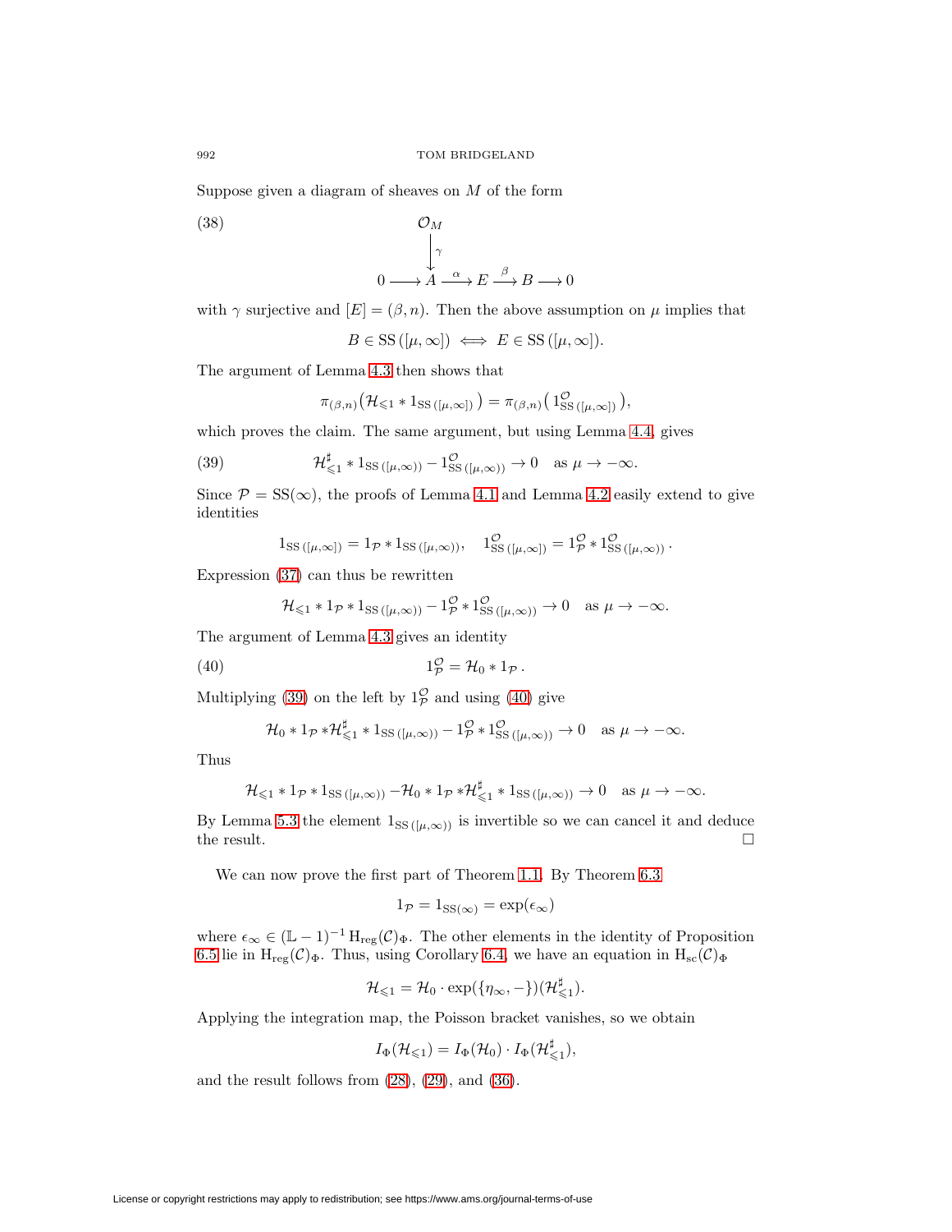Suppose given a diagram of sheaves on $M$ of the form

$$\begin{array}{ccccccccc} & & \mathcal{O}_M & & & & & & \\ & & \downarrow{\scriptstyle\gamma} & & & & & & \\ 0 & \longrightarrow & A & \xrightarrow{\alpha} & E & \xrightarrow{\beta} & B & \longrightarrow & 0 \end{array} \tag{38}$$

with $\gamma$ surjective and $[E] = (\beta, n)$. Then the above assumption on $\mu$ implies that

$$B \in \mathrm{SS}\,([\mu, \infty]) \iff E \in \mathrm{SS}\,([\mu, \infty]).$$

The argument of Lemma 4.3 then shows that

$$\pi_{(\beta,n)}\big(\mathcal{H}_{\leqslant 1} * 1_{\mathrm{SS}\,([\mu,\infty])}\big) = \pi_{(\beta,n)}\big(1^{\mathcal{O}}_{\mathrm{SS}\,([\mu,\infty])}\big),$$

which proves the claim. The same argument, but using Lemma 4.4, gives

$$\mathcal{H}^{\sharp}_{\leqslant 1} * 1_{\mathrm{SS}\,([\mu,\infty))} - 1^{\mathcal{O}}_{\mathrm{SS}\,([\mu,\infty))} \to 0 \quad \text{as } \mu \to -\infty. \tag{39}$$

Since $\mathcal{P} = \mathrm{SS}(\infty)$, the proofs of Lemma 4.1 and Lemma 4.2 easily extend to give identities

$$1_{\mathrm{SS}\,([\mu,\infty])} = 1_{\mathcal{P}} * 1_{\mathrm{SS}\,([\mu,\infty))}, \quad 1^{\mathcal{O}}_{\mathrm{SS}\,([\mu,\infty])} = 1^{\mathcal{O}}_{\mathcal{P}} * 1^{\mathcal{O}}_{\mathrm{SS}\,([\mu,\infty))}\,.$$

Expression (37) can thus be rewritten

$$\mathcal{H}_{\leqslant 1} * 1_{\mathcal{P}} * 1_{\mathrm{SS}\,([\mu,\infty))} - 1^{\mathcal{O}}_{\mathcal{P}} * 1^{\mathcal{O}}_{\mathrm{SS}\,([\mu,\infty))} \to 0 \quad \text{as } \mu \to -\infty.$$

The argument of Lemma 4.3 gives an identity

$$1^{\mathcal{O}}_{\mathcal{P}} = \mathcal{H}_0 * 1_{\mathcal{P}}\,. \tag{40}$$

Multiplying (39) on the left by $1^{\mathcal{O}}_{\mathcal{P}}$ and using (40) give

$$\mathcal{H}_0 * 1_{\mathcal{P}} * \mathcal{H}^{\sharp}_{\leqslant 1} * 1_{\mathrm{SS}\,([\mu,\infty))} - 1^{\mathcal{O}}_{\mathcal{P}} * 1^{\mathcal{O}}_{\mathrm{SS}\,([\mu,\infty))} \to 0 \quad \text{as } \mu \to -\infty.$$

Thus

$$\mathcal{H}_{\leqslant 1} * 1_{\mathcal{P}} * 1_{\mathrm{SS}\,([\mu,\infty))} - \mathcal{H}_0 * 1_{\mathcal{P}} * \mathcal{H}^{\sharp}_{\leqslant 1} * 1_{\mathrm{SS}\,([\mu,\infty))} \to 0 \quad \text{as } \mu \to -\infty.$$

By Lemma 5.3 the element $1_{\mathrm{SS}\,([\mu,\infty))}$ is invertible so we can cancel it and deduce the result. $\square$

We can now prove the first part of Theorem 1.1. By Theorem 6.3

$$1_{\mathcal{P}} = 1_{\mathrm{SS}(\infty)} = \exp(\epsilon_\infty)$$

where $\epsilon_\infty \in (\mathbb{L} - 1)^{-1}\,\mathrm{H}_{\mathrm{reg}}(\mathcal{C})_\Phi$. The other elements in the identity of Proposition 6.5 lie in $\mathrm{H}_{\mathrm{reg}}(\mathcal{C})_\Phi$. Thus, using Corollary 6.4, we have an equation in $\mathrm{H}_{\mathrm{sc}}(\mathcal{C})_\Phi$

$$\mathcal{H}_{\leqslant 1} = \mathcal{H}_0 \cdot \exp(\{\eta_\infty, -\})(\mathcal{H}^{\sharp}_{\leqslant 1}).$$

Applying the integration map, the Poisson bracket vanishes, so we obtain

$$I_\Phi(\mathcal{H}_{\leqslant 1}) = I_\Phi(\mathcal{H}_0) \cdot I_\Phi(\mathcal{H}^{\sharp}_{\leqslant 1}),$$

and the result follows from (28), (29), and (36).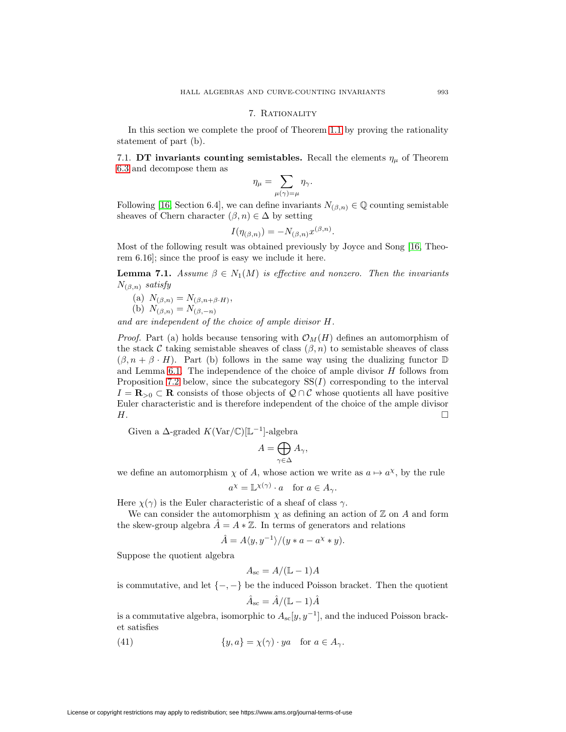## 7. Rationality

In this section we complete the proof of Theorem 1.1 by proving the rationality statement of part (b).

7.1. **DT invariants counting semistables.** Recall the elements $\eta_\mu$ of Theorem 6.3 and decompose them as

$$\eta_\mu = \sum_{\mu(\gamma)=\mu} \eta_\gamma.$$

Following [16, Section 6.4], we can define invariants $N_{(\beta,n)} \in \mathbb{Q}$ counting semistable sheaves of Chern character $(\beta, n) \in \Delta$ by setting

$$I(\eta_{(\beta,n)}) = -N_{(\beta,n)} x^{(\beta,n)}.$$

Most of the following result was obtained previously by Joyce and Song [16, Theorem 6.16]; since the proof is easy we include it here.

**Lemma 7.1.** *Assume $\beta \in N_1(M)$ is effective and nonzero. Then the invariants $N_{(\beta,n)}$ satisfy*

(a) $N_{(\beta,n)} = N_{(\beta,n+\beta\cdot H)}$,
(b) $N_{(\beta,n)} = N_{(\beta,-n)}$

*and are independent of the choice of ample divisor $H$.*

*Proof.* Part (a) holds because tensoring with $\mathcal{O}_M(H)$ defines an automorphism of the stack $\mathcal{C}$ taking semistable sheaves of class $(\beta, n)$ to semistable sheaves of class $(\beta, n + \beta \cdot H)$. Part (b) follows in the same way using the dualizing functor $\mathbb{D}$ and Lemma 6.1. The independence of the choice of ample divisor $H$ follows from Proposition 7.2 below, since the subcategory $\mathrm{SS}(I)$ corresponding to the interval $I = \mathbf{R}_{>0} \subset \mathbf{R}$ consists of those objects of $\mathcal{Q} \cap \mathcal{C}$ whose quotients all have positive Euler characteristic and is therefore independent of the choice of the ample divisor $H$. $\square$

Given a $\Delta$-graded $K(\mathrm{Var}/\mathbb{C})[\mathbb{L}^{-1}]$-algebra

$$A = \bigoplus_{\gamma\in\Delta} A_\gamma,$$

we define an automorphism $\chi$ of $A$, whose action we write as $a \mapsto a^\chi$, by the rule

$$a^\chi = \mathbb{L}^{\chi(\gamma)} \cdot a \quad \text{for } a \in A_\gamma.$$

Here $\chi(\gamma)$ is the Euler characteristic of a sheaf of class $\gamma$.

We can consider the automorphism $\chi$ as defining an action of $\mathbb{Z}$ on $A$ and form the skew-group algebra $\hat{A} = A * \mathbb{Z}$. In terms of generators and relations

$$\hat{A} = A\langle y, y^{-1}\rangle/(y * a - a^\chi * y).$$

Suppose the quotient algebra

$$A_{\mathrm{sc}} = A/(\mathbb{L}-1)A$$

is commutative, and let $\{-,-\}$ be the induced Poisson bracket. Then the quotient

$$\hat{A}_{\mathrm{sc}} = \hat{A}/(\mathbb{L}-1)\hat{A}$$

is a commutative algebra, isomorphic to $A_{\mathrm{sc}}[y, y^{-1}]$, and the induced Poisson bracket satisfies

$$\{y, a\} = \chi(\gamma) \cdot ya \quad \text{for } a \in A_\gamma. \tag{41}$$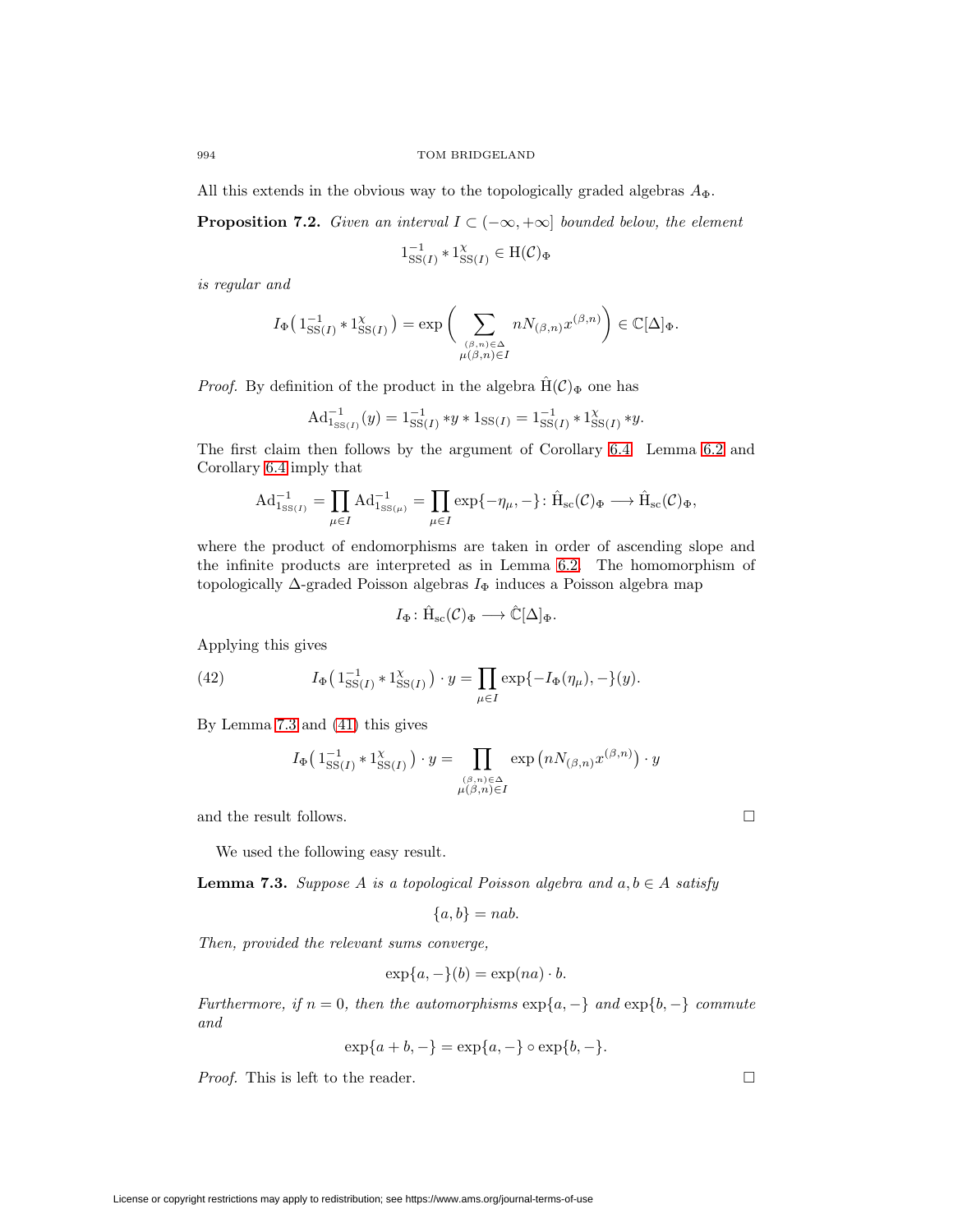All this extends in the obvious way to the topologically graded algebras $A_\Phi$.

**Proposition 7.2.** *Given an interval $I \subset (-\infty, +\infty]$ bounded below, the element*

$$1_{\mathrm{SS}(I)}^{-1} * 1_{\mathrm{SS}(I)}^{\chi} \in \mathrm{H}(\mathcal{C})_\Phi$$

*is regular and*

$$I_\Phi\big(\, 1_{\mathrm{SS}(I)}^{-1} * 1_{\mathrm{SS}(I)}^{\chi} \,\big) = \exp\Bigg( \sum_{\substack{(\beta,n)\in\Delta \\ \mu(\beta,n)\in I}} nN_{(\beta,n)} x^{(\beta,n)} \Bigg) \in \mathbb{C}[\Delta]_\Phi.$$

*Proof.* By definition of the product in the algebra $\hat{\mathrm{H}}(\mathcal{C})_\Phi$ one has

$$\mathrm{Ad}_{1_{\mathrm{SS}(I)}}^{-1}(y) = 1_{\mathrm{SS}(I)}^{-1} * y * 1_{\mathrm{SS}(I)} = 1_{\mathrm{SS}(I)}^{-1} * 1_{\mathrm{SS}(I)}^{\chi} * y.$$

The first claim then follows by the argument of Corollary 6.4. Lemma 6.2 and Corollary 6.4 imply that

$$\mathrm{Ad}_{1_{\mathrm{SS}(I)}}^{-1} = \prod_{\mu\in I} \mathrm{Ad}_{1_{\mathrm{SS}(\mu)}}^{-1} = \prod_{\mu\in I} \exp\{-\eta_\mu, -\} \colon \hat{\mathrm{H}}_{\mathrm{sc}}(\mathcal{C})_\Phi \longrightarrow \hat{\mathrm{H}}_{\mathrm{sc}}(\mathcal{C})_\Phi,$$

where the product of endomorphisms are taken in order of ascending slope and the infinite products are interpreted as in Lemma 6.2. The homomorphism of topologically $\Delta$-graded Poisson algebras $I_\Phi$ induces a Poisson algebra map

$$I_\Phi \colon \hat{\mathrm{H}}_{\mathrm{sc}}(\mathcal{C})_\Phi \longrightarrow \hat{\mathbb{C}}[\Delta]_\Phi.$$

Applying this gives

$$I_\Phi\big(\, 1_{\mathrm{SS}(I)}^{-1} * 1_{\mathrm{SS}(I)}^{\chi} \,\big) \cdot y = \prod_{\mu\in I} \exp\{-I_\Phi(\eta_\mu), -\}(y). \tag{42}$$

By Lemma 7.3 and (41) this gives

$$I_\Phi\big(\, 1_{\mathrm{SS}(I)}^{-1} * 1_{\mathrm{SS}(I)}^{\chi} \,\big) \cdot y = \prod_{\substack{(\beta,n)\in\Delta \\ \mu(\beta,n)\in I}} \exp\big( nN_{(\beta,n)} x^{(\beta,n)} \big) \cdot y$$

and the result follows. $\square$

We used the following easy result.

**Lemma 7.3.** *Suppose $A$ is a topological Poisson algebra and $a, b \in A$ satisfy*

$$\{a, b\} = nab.$$

*Then, provided the relevant sums converge,*

$$\exp\{a, -\}(b) = \exp(na) \cdot b.$$

*Furthermore, if $n = 0$, then the automorphisms $\exp\{a, -\}$ and $\exp\{b, -\}$ commute and*

$$\exp\{a + b, -\} = \exp\{a, -\} \circ \exp\{b, -\}.$$

*Proof.* This is left to the reader. $\square$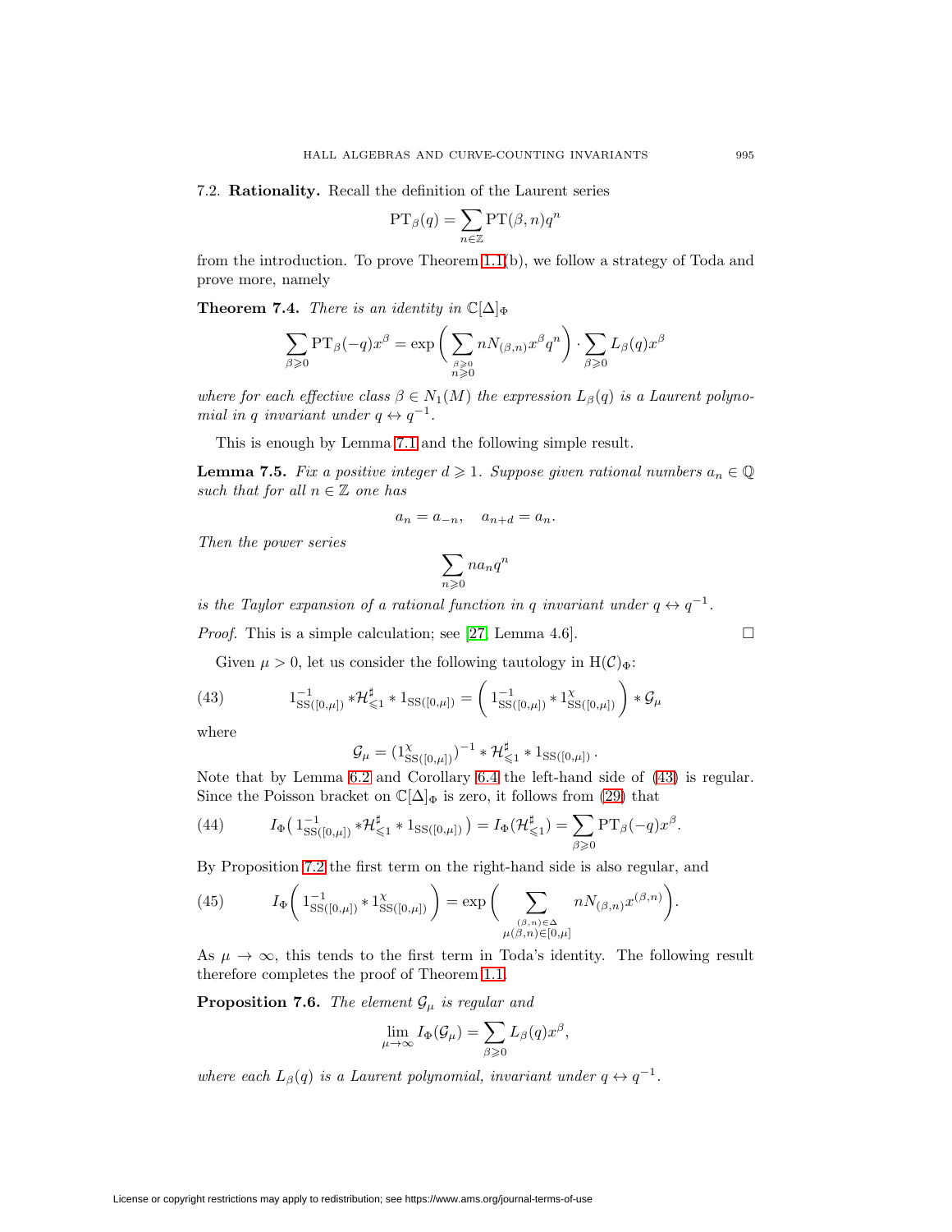7.2. **Rationality.** Recall the definition of the Laurent series

$$\mathrm{PT}_\beta(q) = \sum_{n \in \mathbb{Z}} \mathrm{PT}(\beta, n) q^n$$

from the introduction. To prove Theorem 1.1(b), we follow a strategy of Toda and prove more, namely

**Theorem 7.4.** *There is an identity in $\mathbb{C}[\Delta]_\Phi$*

$$\sum_{\beta \geqslant 0} \mathrm{PT}_\beta(-q) x^\beta = \exp\left( \sum_{\substack{\beta \geqslant 0 \\ n \geqslant 0}} n N_{(\beta,n)} x^\beta q^n \right) \cdot \sum_{\beta \geqslant 0} L_\beta(q) x^\beta$$

*where for each effective class $\beta \in N_1(M)$ the expression $L_\beta(q)$ is a Laurent polynomial in $q$ invariant under $q \leftrightarrow q^{-1}$.*

This is enough by Lemma 7.1 and the following simple result.

**Lemma 7.5.** *Fix a positive integer $d \geqslant 1$. Suppose given rational numbers $a_n \in \mathbb{Q}$ such that for all $n \in \mathbb{Z}$ one has*

$$a_n = a_{-n}, \quad a_{n+d} = a_n.$$

*Then the power series*

$$\sum_{n \geqslant 0} n a_n q^n$$

*is the Taylor expansion of a rational function in $q$ invariant under $q \leftrightarrow q^{-1}$.*

*Proof.* This is a simple calculation; see [27, Lemma 4.6]. $\square$

Given $\mu > 0$, let us consider the following tautology in $\mathrm{H}(\mathcal{C})_\Phi$:

$$1_{\mathrm{SS}([0,\mu])}^{-1} * \mathcal{H}_{\leqslant 1}^\sharp * 1_{\mathrm{SS}([0,\mu])} = \left( 1_{\mathrm{SS}([0,\mu])}^{-1} * 1_{\mathrm{SS}([0,\mu])}^\chi \right) * \mathcal{G}_\mu \tag{43}$$

where

$$\mathcal{G}_\mu = (1_{\mathrm{SS}([0,\mu])}^\chi)^{-1} * \mathcal{H}_{\leqslant 1}^\sharp * 1_{\mathrm{SS}([0,\mu])}.$$

Note that by Lemma 6.2 and Corollary 6.4 the left-hand side of (43) is regular. Since the Poisson bracket on $\mathbb{C}[\Delta]_\Phi$ is zero, it follows from (29) that

$$I_\Phi\big( 1_{\mathrm{SS}([0,\mu])}^{-1} * \mathcal{H}_{\leqslant 1}^\sharp * 1_{\mathrm{SS}([0,\mu])} \big) = I_\Phi(\mathcal{H}_{\leqslant 1}^\sharp) = \sum_{\beta \geqslant 0} \mathrm{PT}_\beta(-q) x^\beta. \tag{44}$$

By Proposition 7.2 the first term on the right-hand side is also regular, and

$$I_\Phi\left( 1_{\mathrm{SS}([0,\mu])}^{-1} * 1_{\mathrm{SS}([0,\mu])}^\chi \right) = \exp\left( \sum_{\substack{(\beta,n) \in \Delta \\ \mu(\beta,n) \in [0,\mu]}} n N_{(\beta,n)} x^{(\beta,n)} \right). \tag{45}$$

As $\mu \to \infty$, this tends to the first term in Toda's identity. The following result therefore completes the proof of Theorem 1.1.

**Proposition 7.6.** *The element $\mathcal{G}_\mu$ is regular and*

$$\lim_{\mu \to \infty} I_\Phi(\mathcal{G}_\mu) = \sum_{\beta \geqslant 0} L_\beta(q) x^\beta,$$

*where each $L_\beta(q)$ is a Laurent polynomial, invariant under $q \leftrightarrow q^{-1}$.*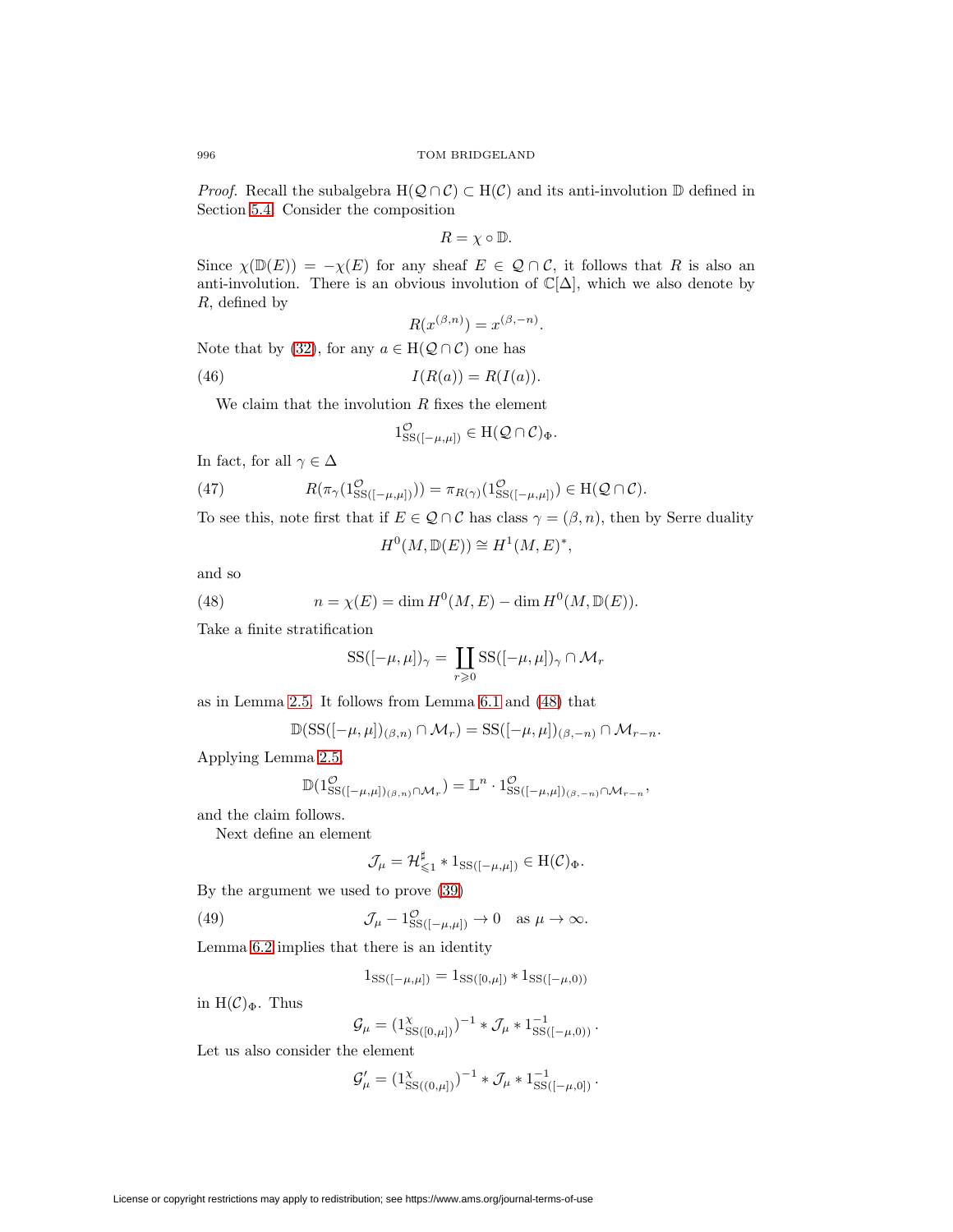*Proof.* Recall the subalgebra $\mathrm{H}(\mathcal{Q}\cap\mathcal{C})\subset\mathrm{H}(\mathcal{C})$ and its anti-involution $\mathbb{D}$ defined in Section 5.4. Consider the composition

$$R=\chi\circ\mathbb{D}.$$

Since $\chi(\mathbb{D}(E))=-\chi(E)$ for any sheaf $E\in\mathcal{Q}\cap\mathcal{C}$, it follows that $R$ is also an anti-involution. There is an obvious involution of $\mathbb{C}[\Delta]$, which we also denote by $R$, defined by

$$R(x^{(\beta,n)})=x^{(\beta,-n)}.$$

Note that by (32), for any $a\in\mathrm{H}(\mathcal{Q}\cap\mathcal{C})$ one has

$$I(R(a))=R(I(a)). \tag{46}$$

We claim that the involution $R$ fixes the element

$$1^{\mathcal{O}}_{\mathrm{SS}([-\mu,\mu])}\in\mathrm{H}(\mathcal{Q}\cap\mathcal{C})_{\Phi}.$$

In fact, for all $\gamma\in\Delta$

$$R(\pi_\gamma(1^{\mathcal{O}}_{\mathrm{SS}([-\mu,\mu])}))=\pi_{R(\gamma)}(1^{\mathcal{O}}_{\mathrm{SS}([-\mu,\mu])})\in\mathrm{H}(\mathcal{Q}\cap\mathcal{C}). \tag{47}$$

To see this, note first that if $E\in\mathcal{Q}\cap\mathcal{C}$ has class $\gamma=(\beta,n)$, then by Serre duality

$$H^0(M,\mathbb{D}(E))\cong H^1(M,E)^*,$$

and so

$$n=\chi(E)=\dim H^0(M,E)-\dim H^0(M,\mathbb{D}(E)). \tag{48}$$

Take a finite stratification

$$\mathrm{SS}([-\mu,\mu])_\gamma=\coprod_{r\geqslant 0}\mathrm{SS}([-\mu,\mu])_\gamma\cap\mathcal{M}_r$$

as in Lemma 2.5. It follows from Lemma 6.1 and (48) that

$$\mathbb{D}(\mathrm{SS}([-\mu,\mu])_{(\beta,n)}\cap\mathcal{M}_r)=\mathrm{SS}([-\mu,\mu])_{(\beta,-n)}\cap\mathcal{M}_{r-n}.$$

Applying Lemma 2.5,

$$\mathbb{D}(1^{\mathcal{O}}_{\mathrm{SS}([-\mu,\mu])_{(\beta,n)}\cap\mathcal{M}_r})=\mathbb{L}^n\cdot 1^{\mathcal{O}}_{\mathrm{SS}([-\mu,\mu])_{(\beta,-n)}\cap\mathcal{M}_{r-n}},$$

and the claim follows.

Next define an element

$$\mathcal{J}_\mu=\mathcal{H}^\sharp_{\leqslant 1}*1_{\mathrm{SS}([-\mu,\mu])}\in\mathrm{H}(\mathcal{C})_\Phi.$$

By the argument we used to prove (39)

$$\mathcal{J}_\mu-1^{\mathcal{O}}_{\mathrm{SS}([-\mu,\mu])}\to 0\quad\text{as }\mu\to\infty. \tag{49}$$

Lemma 6.2 implies that there is an identity

$$1_{\mathrm{SS}([-\mu,\mu])}=1_{\mathrm{SS}([0,\mu])}*1_{\mathrm{SS}([-\mu,0))}$$

in $\mathrm{H}(\mathcal{C})_\Phi$. Thus

$$\mathcal{G}_\mu=(1^{\chi}_{\mathrm{SS}([0,\mu])})^{-1}*\mathcal{J}_\mu*1^{-1}_{\mathrm{SS}([-\mu,0))}.$$

Let us also consider the element

$$\mathcal{G}'_\mu=(1^{\chi}_{\mathrm{SS}((0,\mu])})^{-1}*\mathcal{J}_\mu*1^{-1}_{\mathrm{SS}([-\mu,0])}.$$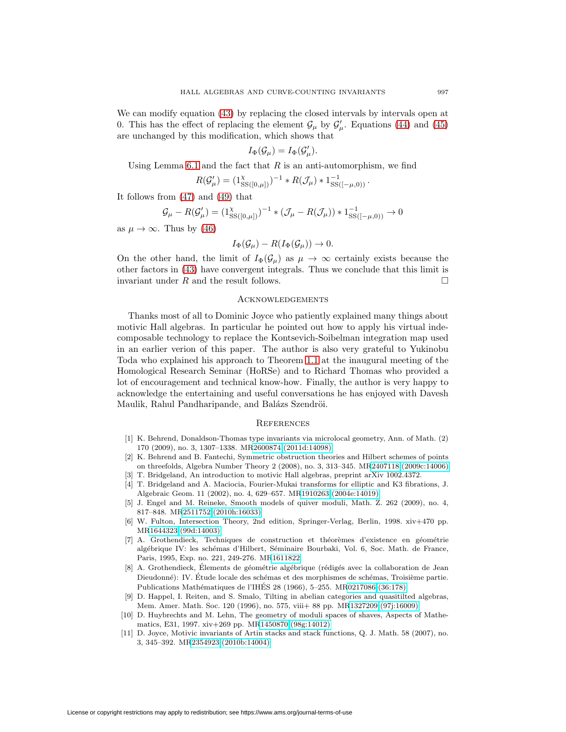We can modify equation (43) by replacing the closed intervals by intervals open at 0. This has the effect of replacing the element $\mathcal{G}_\mu$ by $\mathcal{G}'_\mu$. Equations (44) and (45) are unchanged by this modification, which shows that

$$I_\Phi(\mathcal{G}_\mu) = I_\Phi(\mathcal{G}'_\mu).$$

Using Lemma 6.1 and the fact that $R$ is an anti-automorphism, we find

$$R(\mathcal{G}'_\mu) = (1^\chi_{\mathrm{SS}([0,\mu])})^{-1} * R(\mathcal{J}_\mu) * 1^{-1}_{\mathrm{SS}([-\mu,0))}.$$

It follows from (47) and (49) that

$$\mathcal{G}_\mu - R(\mathcal{G}'_\mu) = (1^\chi_{\mathrm{SS}([0,\mu])})^{-1} * (\mathcal{J}_\mu - R(\mathcal{J}_\mu)) * 1^{-1}_{\mathrm{SS}([-\mu,0))} \to 0$$

as $\mu \to \infty$. Thus by (46)

$$I_\Phi(\mathcal{G}_\mu) - R(I_\Phi(\mathcal{G}_\mu)) \to 0.$$

On the other hand, the limit of $I_\Phi(\mathcal{G}_\mu)$ as $\mu \to \infty$ certainly exists because the other factors in (43) have convergent integrals. Thus we conclude that this limit is invariant under $R$ and the result follows. □

## Acknowledgements

Thanks most of all to Dominic Joyce who patiently explained many things about motivic Hall algebras. In particular he pointed out how to apply his virtual indecomposable technology to replace the Kontsevich-Soibelman integration map used in an earlier verion of this paper. The author is also very grateful to Yukinobu Toda who explained his approach to Theorem 1.1 at the inaugural meeting of the Homological Research Seminar (HoRSe) and to Richard Thomas who provided a lot of encouragement and technical know-how. Finally, the author is very happy to acknowledge the entertaining and useful conversations he has enjoyed with Davesh Maulik, Rahul Pandharipande, and Balázs Szendrői.

## References

[1] K. Behrend, Donaldson-Thomas type invariants via microlocal geometry, Ann. of Math. (2) 170 (2009), no. 3, 1307–1338. MR2600874 (2011d:14098)

[2] K. Behrend and B. Fantechi, Symmetric obstruction theories and Hilbert schemes of points on threefolds, Algebra Number Theory 2 (2008), no. 3, 313–345. MR2407118 (2009c:14006)

[3] T. Bridgeland, An introduction to motivic Hall algebras, preprint arXiv 1002.4372.

[4] T. Bridgeland and A. Maciocia, Fourier-Mukai transforms for elliptic and K3 fibrations, J. Algebraic Geom. 11 (2002), no. 4, 629–657. MR1910263 (2004e:14019)

[5] J. Engel and M. Reineke, Smooth models of quiver moduli, Math. Z. 262 (2009), no. 4, 817–848. MR2511752 (2010h:16033)

[6] W. Fulton, Intersection Theory, 2nd edition, Springer-Verlag, Berlin, 1998. xiv+470 pp. MR1644323 (99d:14003)

[7] A. Grothendieck, Techniques de construction et théorèmes d'existence en géométrie algébrique IV: les schémas d'Hilbert, Séminaire Bourbaki, Vol. 6, Soc. Math. de France, Paris, 1995, Exp. no. 221, 249-276. MR1611822

[8] A. Grothendieck, Élements de géométrie algébrique (rédigés avec la collaboration de Jean Dieudonné): IV. Étude locale des schémas et des morphismes de schémas, Troisième partie. Publications Mathématiques de l'IHÉS 28 (1966), 5–255. MR0217086 (36:178)

[9] D. Happel, I. Reiten, and S. Smalo, Tilting in abelian categories and quasitilted algebras, Mem. Amer. Math. Soc. 120 (1996), no. 575, viii+ 88 pp. MR1327209 (97j:16009)

[10] D. Huybrechts and M. Lehn, The geometry of moduli spaces of sheaves, Aspects of Mathematics, E31, 1997. xiv+269 pp. MR1450870 (98g:14012)

[11] D. Joyce, Motivic invariants of Artin stacks and stack functions, Q. J. Math. 58 (2007), no. 3, 345–392. MR2354923 (2010b:14004)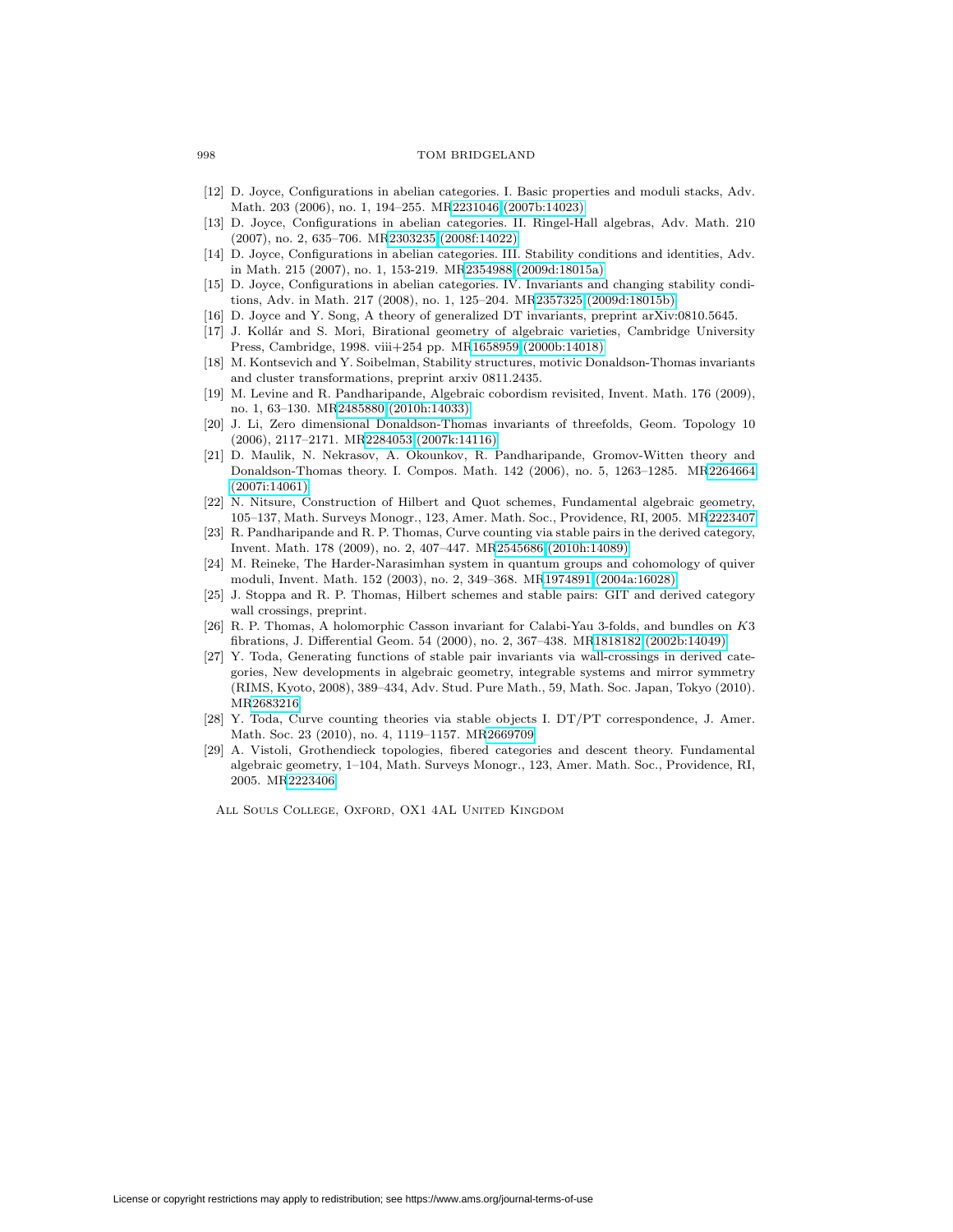[12] D. Joyce, Configurations in abelian categories. I. Basic properties and moduli stacks, Adv. Math. 203 (2006), no. 1, 194–255. MR2231046 (2007b:14023)

[13] D. Joyce, Configurations in abelian categories. II. Ringel-Hall algebras, Adv. Math. 210 (2007), no. 2, 635–706. MR2303235 (2008f:14022)

[14] D. Joyce, Configurations in abelian categories. III. Stability conditions and identities, Adv. in Math. 215 (2007), no. 1, 153-219. MR2354988 (2009d:18015a)

[15] D. Joyce, Configurations in abelian categories. IV. Invariants and changing stability conditions, Adv. in Math. 217 (2008), no. 1, 125–204. MR2357325 (2009d:18015b)

[16] D. Joyce and Y. Song, A theory of generalized DT invariants, preprint arXiv:0810.5645.

[17] J. Kollár and S. Mori, Birational geometry of algebraic varieties, Cambridge University Press, Cambridge, 1998. viii+254 pp. MR1658959 (2000b:14018)

[18] M. Kontsevich and Y. Soibelman, Stability structures, motivic Donaldson-Thomas invariants and cluster transformations, preprint arxiv 0811.2435.

[19] M. Levine and R. Pandharipande, Algebraic cobordism revisited, Invent. Math. 176 (2009), no. 1, 63–130. MR2485880 (2010h:14033)

[20] J. Li, Zero dimensional Donaldson-Thomas invariants of threefolds, Geom. Topology 10 (2006), 2117–2171. MR2284053 (2007k:14116)

[21] D. Maulik, N. Nekrasov, A. Okounkov, R. Pandharipande, Gromov-Witten theory and Donaldson-Thomas theory. I. Compos. Math. 142 (2006), no. 5, 1263–1285. MR2264664 (2007i:14061)

[22] N. Nitsure, Construction of Hilbert and Quot schemes, Fundamental algebraic geometry, 105–137, Math. Surveys Monogr., 123, Amer. Math. Soc., Providence, RI, 2005. MR2223407

[23] R. Pandharipande and R. P. Thomas, Curve counting via stable pairs in the derived category, Invent. Math. 178 (2009), no. 2, 407–447. MR2545686 (2010h:14089)

[24] M. Reineke, The Harder-Narasimhan system in quantum groups and cohomology of quiver moduli, Invent. Math. 152 (2003), no. 2, 349–368. MR1974891 (2004a:16028)

[25] J. Stoppa and R. P. Thomas, Hilbert schemes and stable pairs: GIT and derived category wall crossings, preprint.

[26] R. P. Thomas, A holomorphic Casson invariant for Calabi-Yau 3-folds, and bundles on $K3$ fibrations, J. Differential Geom. 54 (2000), no. 2, 367–438. MR1818182 (2002b:14049)

[27] Y. Toda, Generating functions of stable pair invariants via wall-crossings in derived categories, New developments in algebraic geometry, integrable systems and mirror symmetry (RIMS, Kyoto, 2008), 389–434, Adv. Stud. Pure Math., 59, Math. Soc. Japan, Tokyo (2010). MR2683216

[28] Y. Toda, Curve counting theories via stable objects I. DT/PT correspondence, J. Amer. Math. Soc. 23 (2010), no. 4, 1119–1157. MR2669709

[29] A. Vistoli, Grothendieck topologies, fibered categories and descent theory. Fundamental algebraic geometry, 1–104, Math. Surveys Monogr., 123, Amer. Math. Soc., Providence, RI, 2005. MR2223406

All Souls College, Oxford, OX1 4AL United Kingdom